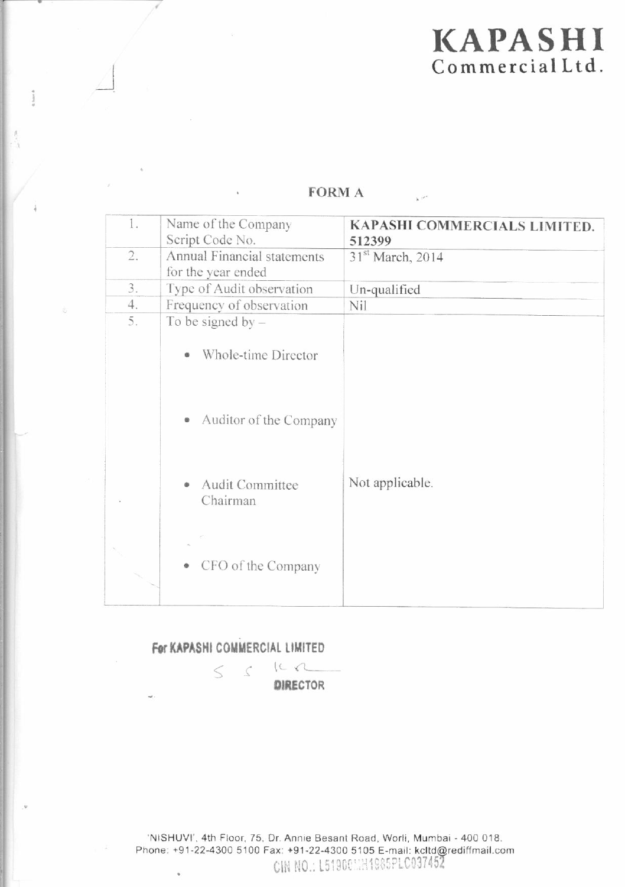# KAPASHI
Commercial Ltd.

## FORM A

| 1. | Name of the Company<br>Script Code No. | **KAPASHI COMMERCIALS LIMITED.**<br>**512399** |
|---|---|---|
| 2. | Annual Financial statements for the year ended | 31st March, 2014 |
| 3. | Type of Audit observation | Un-qualified |
| 4. | Frequency of observation | Nil |
| 5. | To be signed by –<br>• Whole-time Director<br>• Auditor of the Company<br>• Audit Committee Chairman<br>• CFO of the Company | Not applicable. |

**For KAPASHI COMMERCIAL LIMITED**

**DIRECTOR**

'NISHUVI', 4th Floor, 75, Dr. Annie Besant Road, Worli, Mumbai - 400 018.
Phone: +91-22-4300 5100 Fax: +91-22-4300 5105 E-mail: kcltd@rediffmail.com
CIN NO.: L51900MH1985PLC037452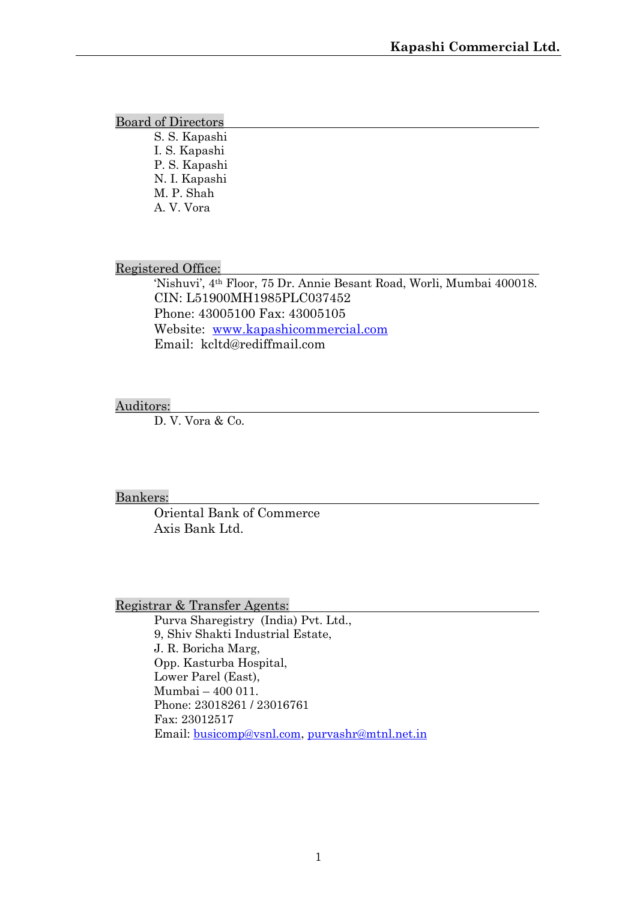## Board of Directors

S. S. Kapashi
I. S. Kapashi
P. S. Kapashi
N. I. Kapashi
M. P. Shah
A. V. Vora

## Registered Office:

'Nishuvi', 4th Floor, 75 Dr. Annie Besant Road, Worli, Mumbai 400018.
CIN: L51900MH1985PLC037452
Phone: 43005100 Fax: 43005105
Website: www.kapashicommercial.com
Email: kcltd@rediffmail.com

## Auditors:

D. V. Vora & Co.

## Bankers:

Oriental Bank of Commerce
Axis Bank Ltd.

## Registrar & Transfer Agents:

Purva Sharegistry (India) Pvt. Ltd.,
9, Shiv Shakti Industrial Estate,
J. R. Boricha Marg,
Opp. Kasturba Hospital,
Lower Parel (East),
Mumbai – 400 011.
Phone: 23018261 / 23016761
Fax: 23012517
Email: busicomp@vsnl.com, purvashr@mtnl.net.in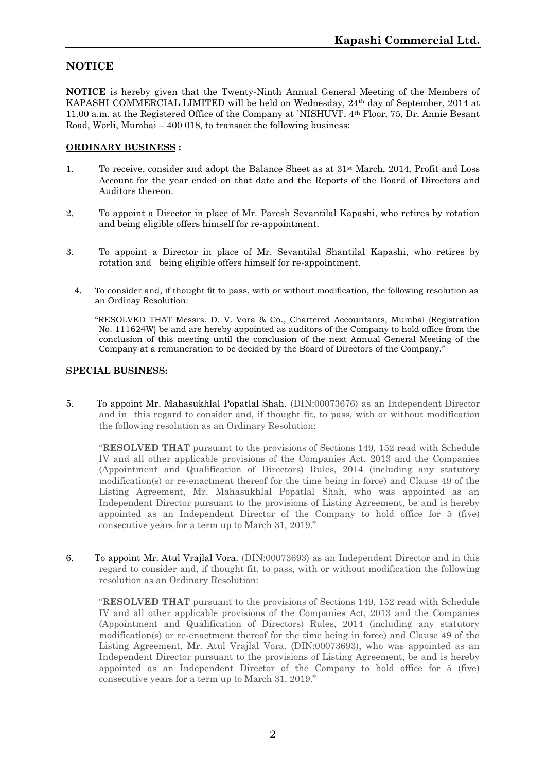## NOTICE

**NOTICE** is hereby given that the Twenty-Ninth Annual General Meeting of the Members of KAPASHI COMMERCIAL LIMITED will be held on Wednesday, 24th day of September, 2014 at 11.00 a.m. at the Registered Office of the Company at `NISHUVI', 4th Floor, 75, Dr. Annie Besant Road, Worli, Mumbai – 400 018, to transact the following business:

### ORDINARY BUSINESS :

1. To receive, consider and adopt the Balance Sheet as at 31st March, 2014, Profit and Loss Account for the year ended on that date and the Reports of the Board of Directors and Auditors thereon.

2. To appoint a Director in place of Mr. Paresh Sevantilal Kapashi, who retires by rotation and being eligible offers himself for re-appointment.

3. To appoint a Director in place of Mr. Sevantilal Shantilal Kapashi, who retires by rotation and being eligible offers himself for re-appointment.

4. To consider and, if thought fit to pass, with or without modification, the following resolution as an Ordinay Resolution:

   "RESOLVED THAT Messrs. D. V. Vora & Co., Chartered Accountants, Mumbai (Registration No. 111624W) be and are hereby appointed as auditors of the Company to hold office from the conclusion of this meeting until the conclusion of the next Annual General Meeting of the Company at a remuneration to be decided by the Board of Directors of the Company."

### SPECIAL BUSINESS:

5. To appoint Mr. Mahasukhlal Popatlal Shah. (DIN:00073676) as an Independent Director and in this regard to consider and, if thought fit, to pass, with or without modification the following resolution as an Ordinary Resolution:

   "**RESOLVED THAT** pursuant to the provisions of Sections 149, 152 read with Schedule IV and all other applicable provisions of the Companies Act, 2013 and the Companies (Appointment and Qualification of Directors) Rules, 2014 (including any statutory modification(s) or re-enactment thereof for the time being in force) and Clause 49 of the Listing Agreement, Mr. Mahasukhlal Popatlal Shah, who was appointed as an Independent Director pursuant to the provisions of Listing Agreement, be and is hereby appointed as an Independent Director of the Company to hold office for 5 (five) consecutive years for a term up to March 31, 2019."

6. To appoint Mr. Atul Vrajlal Vora. (DIN:00073693) as an Independent Director and in this regard to consider and, if thought fit, to pass, with or without modification the following resolution as an Ordinary Resolution:

   "**RESOLVED THAT** pursuant to the provisions of Sections 149, 152 read with Schedule IV and all other applicable provisions of the Companies Act, 2013 and the Companies (Appointment and Qualification of Directors) Rules, 2014 (including any statutory modification(s) or re-enactment thereof for the time being in force) and Clause 49 of the Listing Agreement, Mr. Atul Vrajlal Vora. (DIN:00073693), who was appointed as an Independent Director pursuant to the provisions of Listing Agreement, be and is hereby appointed as an Independent Director of the Company to hold office for 5 (five) consecutive years for a term up to March 31, 2019."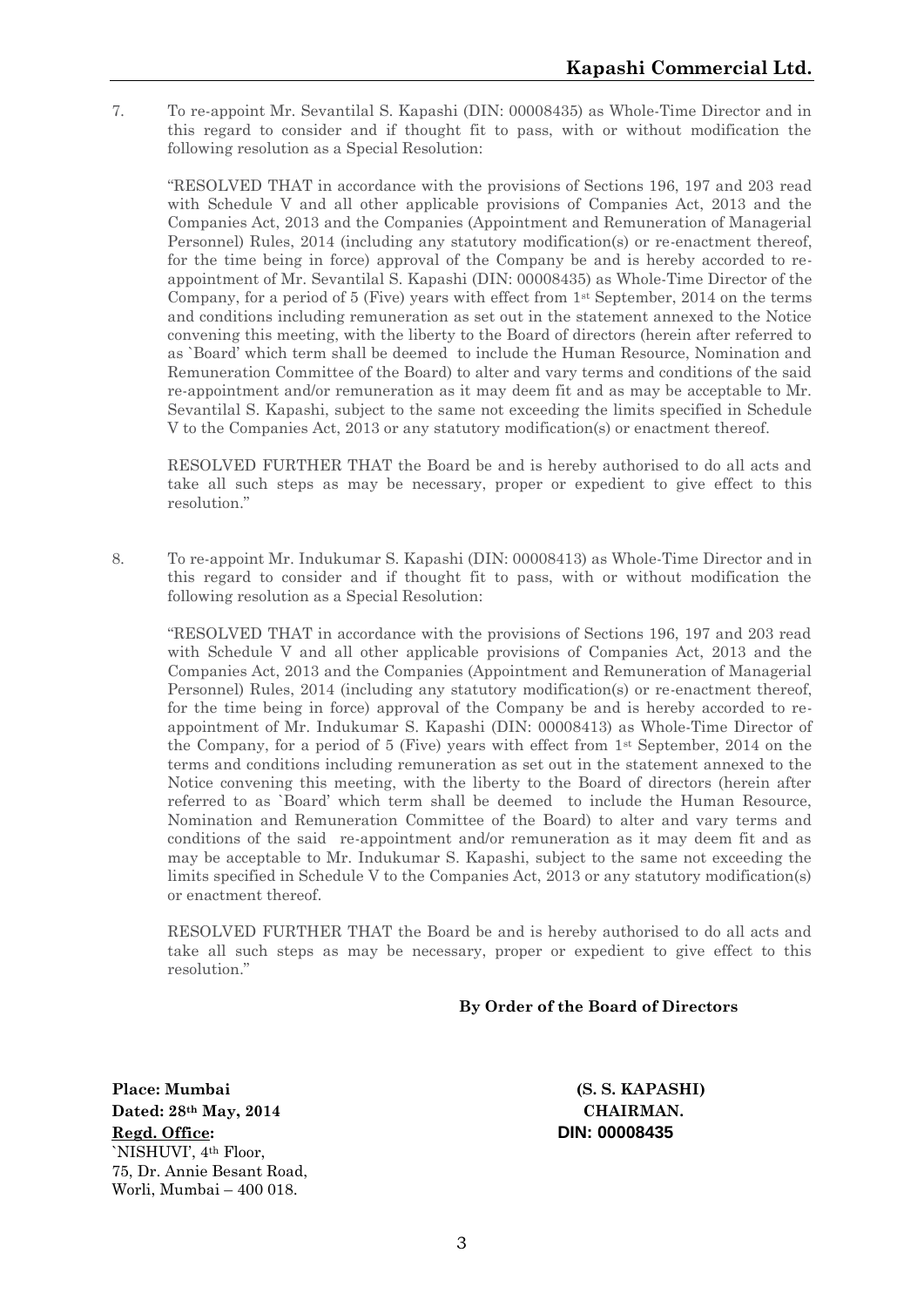7. To re-appoint Mr. Sevantilal S. Kapashi (DIN: 00008435) as Whole-Time Director and in this regard to consider and if thought fit to pass, with or without modification the following resolution as a Special Resolution:

"RESOLVED THAT in accordance with the provisions of Sections 196, 197 and 203 read with Schedule V and all other applicable provisions of Companies Act, 2013 and the Companies Act, 2013 and the Companies (Appointment and Remuneration of Managerial Personnel) Rules, 2014 (including any statutory modification(s) or re-enactment thereof, for the time being in force) approval of the Company be and is hereby accorded to re-appointment of Mr. Sevantilal S. Kapashi (DIN: 00008435) as Whole-Time Director of the Company, for a period of 5 (Five) years with effect from 1st September, 2014 on the terms and conditions including remuneration as set out in the statement annexed to the Notice convening this meeting, with the liberty to the Board of directors (herein after referred to as `Board' which term shall be deemed to include the Human Resource, Nomination and Remuneration Committee of the Board) to alter and vary terms and conditions of the said re-appointment and/or remuneration as it may deem fit and as may be acceptable to Mr. Sevantilal S. Kapashi, subject to the same not exceeding the limits specified in Schedule V to the Companies Act, 2013 or any statutory modification(s) or enactment thereof.

RESOLVED FURTHER THAT the Board be and is hereby authorised to do all acts and take all such steps as may be necessary, proper or expedient to give effect to this resolution."

8. To re-appoint Mr. Indukumar S. Kapashi (DIN: 00008413) as Whole-Time Director and in this regard to consider and if thought fit to pass, with or without modification the following resolution as a Special Resolution:

"RESOLVED THAT in accordance with the provisions of Sections 196, 197 and 203 read with Schedule V and all other applicable provisions of Companies Act, 2013 and the Companies Act, 2013 and the Companies (Appointment and Remuneration of Managerial Personnel) Rules, 2014 (including any statutory modification(s) or re-enactment thereof, for the time being in force) approval of the Company be and is hereby accorded to re-appointment of Mr. Indukumar S. Kapashi (DIN: 00008413) as Whole-Time Director of the Company, for a period of 5 (Five) years with effect from 1st September, 2014 on the terms and conditions including remuneration as set out in the statement annexed to the Notice convening this meeting, with the liberty to the Board of directors (herein after referred to as `Board' which term shall be deemed to include the Human Resource, Nomination and Remuneration Committee of the Board) to alter and vary terms and conditions of the said re-appointment and/or remuneration as it may deem fit and as may be acceptable to Mr. Indukumar S. Kapashi, subject to the same not exceeding the limits specified in Schedule V to the Companies Act, 2013 or any statutory modification(s) or enactment thereof.

RESOLVED FURTHER THAT the Board be and is hereby authorised to do all acts and take all such steps as may be necessary, proper or expedient to give effect to this resolution."

**By Order of the Board of Directors**

**Place: Mumbai**
**Dated: 28th May, 2014**
**Regd. Office:**
`NISHUVI', 4th Floor,
75, Dr. Annie Besant Road,
Worli, Mumbai – 400 018.

**(S. S. KAPASHI)**
**CHAIRMAN.**
**DIN: 00008435**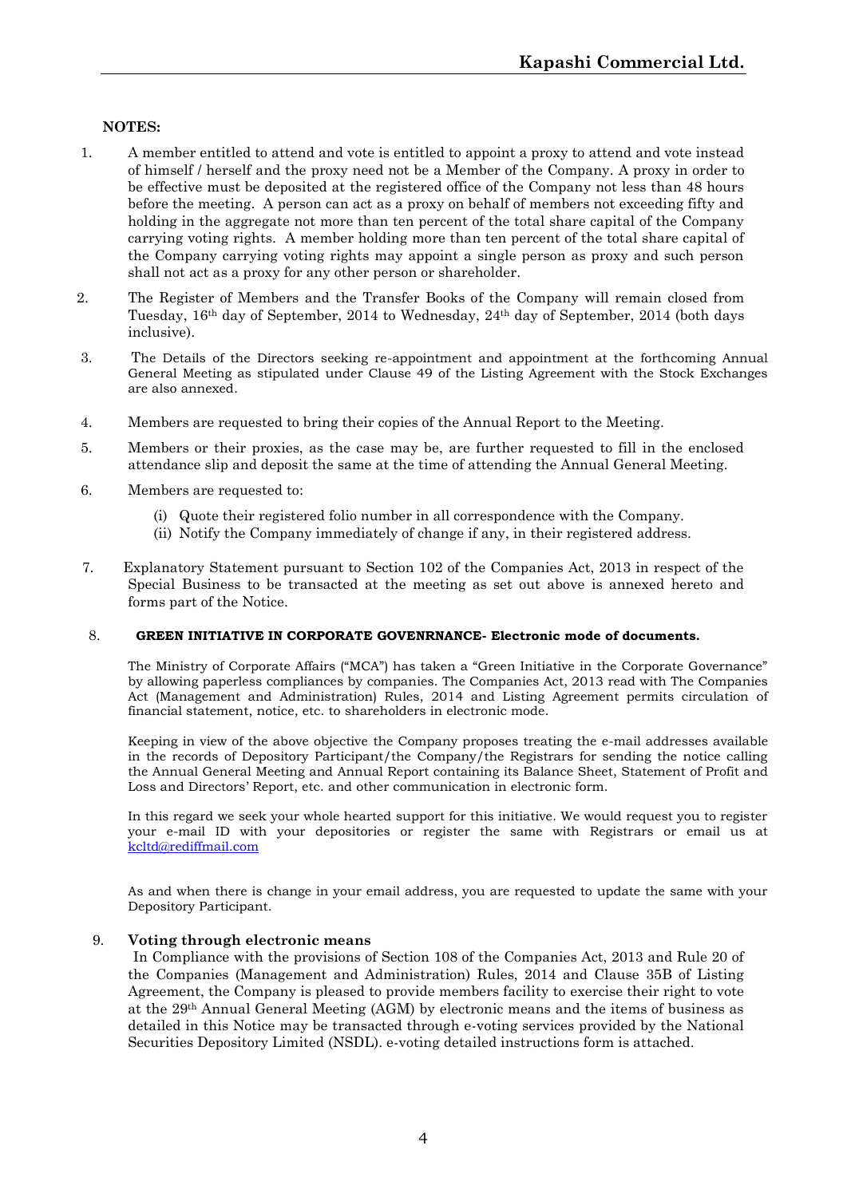**NOTES:**

1. A member entitled to attend and vote is entitled to appoint a proxy to attend and vote instead of himself / herself and the proxy need not be a Member of the Company. A proxy in order to be effective must be deposited at the registered office of the Company not less than 48 hours before the meeting. A person can act as a proxy on behalf of members not exceeding fifty and holding in the aggregate not more than ten percent of the total share capital of the Company carrying voting rights. A member holding more than ten percent of the total share capital of the Company carrying voting rights may appoint a single person as proxy and such person shall not act as a proxy for any other person or shareholder.

2. The Register of Members and the Transfer Books of the Company will remain closed from Tuesday, 16th day of September, 2014 to Wednesday, 24th day of September, 2014 (both days inclusive).

3. The Details of the Directors seeking re-appointment and appointment at the forthcoming Annual General Meeting as stipulated under Clause 49 of the Listing Agreement with the Stock Exchanges are also annexed.

4. Members are requested to bring their copies of the Annual Report to the Meeting.

5. Members or their proxies, as the case may be, are further requested to fill in the enclosed attendance slip and deposit the same at the time of attending the Annual General Meeting.

6. Members are requested to:

   (i) Quote their registered folio number in all correspondence with the Company.
   (ii) Notify the Company immediately of change if any, in their registered address.

7. Explanatory Statement pursuant to Section 102 of the Companies Act, 2013 in respect of the Special Business to be transacted at the meeting as set out above is annexed hereto and forms part of the Notice.

8. **GREEN INITIATIVE IN CORPORATE GOVENRNANCE- Electronic mode of documents.**

   The Ministry of Corporate Affairs ("MCA") has taken a "Green Initiative in the Corporate Governance" by allowing paperless compliances by companies. The Companies Act, 2013 read with The Companies Act (Management and Administration) Rules, 2014 and Listing Agreement permits circulation of financial statement, notice, etc. to shareholders in electronic mode.

   Keeping in view of the above objective the Company proposes treating the e-mail addresses available in the records of Depository Participant/the Company/the Registrars for sending the notice calling the Annual General Meeting and Annual Report containing its Balance Sheet, Statement of Profit and Loss and Directors' Report, etc. and other communication in electronic form.

   In this regard we seek your whole hearted support for this initiative. We would request you to register your e-mail ID with your depositories or register the same with Registrars or email us at kcltd@rediffmail.com

   As and when there is change in your email address, you are requested to update the same with your Depository Participant.

9. **Voting through electronic means**

   In Compliance with the provisions of Section 108 of the Companies Act, 2013 and Rule 20 of the Companies (Management and Administration) Rules, 2014 and Clause 35B of Listing Agreement, the Company is pleased to provide members facility to exercise their right to vote at the 29th Annual General Meeting (AGM) by electronic means and the items of business as detailed in this Notice may be transacted through e-voting services provided by the National Securities Depository Limited (NSDL). e-voting detailed instructions form is attached.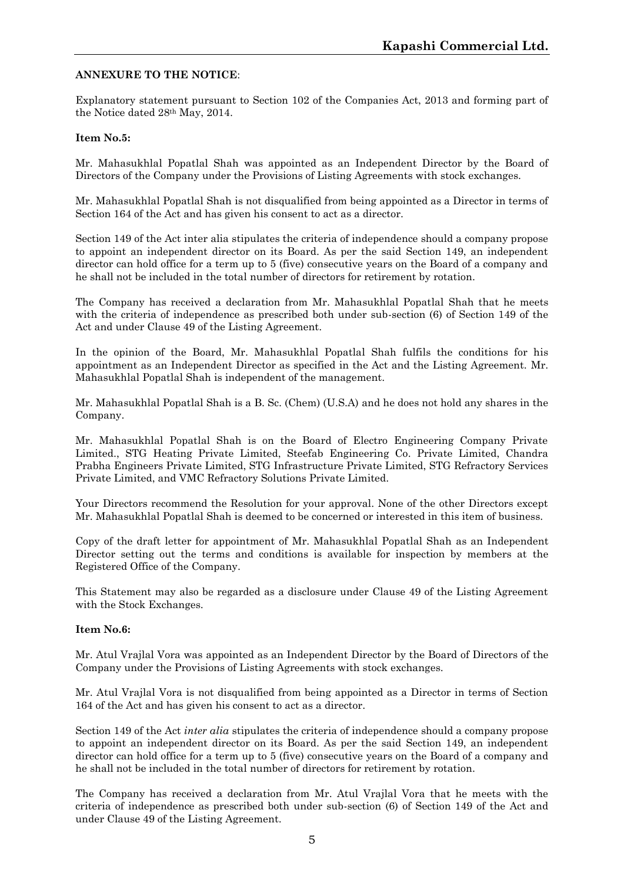**ANNEXURE TO THE NOTICE**:

Explanatory statement pursuant to Section 102 of the Companies Act, 2013 and forming part of the Notice dated 28th May, 2014.

**Item No.5:**

Mr. Mahasukhlal Popatlal Shah was appointed as an Independent Director by the Board of Directors of the Company under the Provisions of Listing Agreements with stock exchanges.

Mr. Mahasukhlal Popatlal Shah is not disqualified from being appointed as a Director in terms of Section 164 of the Act and has given his consent to act as a director.

Section 149 of the Act inter alia stipulates the criteria of independence should a company propose to appoint an independent director on its Board. As per the said Section 149, an independent director can hold office for a term up to 5 (five) consecutive years on the Board of a company and he shall not be included in the total number of directors for retirement by rotation.

The Company has received a declaration from Mr. Mahasukhlal Popatlal Shah that he meets with the criteria of independence as prescribed both under sub-section (6) of Section 149 of the Act and under Clause 49 of the Listing Agreement.

In the opinion of the Board, Mr. Mahasukhlal Popatlal Shah fulfils the conditions for his appointment as an Independent Director as specified in the Act and the Listing Agreement. Mr. Mahasukhlal Popatlal Shah is independent of the management.

Mr. Mahasukhlal Popatlal Shah is a B. Sc. (Chem) (U.S.A) and he does not hold any shares in the Company.

Mr. Mahasukhlal Popatlal Shah is on the Board of Electro Engineering Company Private Limited., STG Heating Private Limited, Steefab Engineering Co. Private Limited, Chandra Prabha Engineers Private Limited, STG Infrastructure Private Limited, STG Refractory Services Private Limited, and VMC Refractory Solutions Private Limited.

Your Directors recommend the Resolution for your approval. None of the other Directors except Mr. Mahasukhlal Popatlal Shah is deemed to be concerned or interested in this item of business.

Copy of the draft letter for appointment of Mr. Mahasukhlal Popatlal Shah as an Independent Director setting out the terms and conditions is available for inspection by members at the Registered Office of the Company.

This Statement may also be regarded as a disclosure under Clause 49 of the Listing Agreement with the Stock Exchanges.

**Item No.6:**

Mr. Atul Vrajlal Vora was appointed as an Independent Director by the Board of Directors of the Company under the Provisions of Listing Agreements with stock exchanges.

Mr. Atul Vrajlal Vora is not disqualified from being appointed as a Director in terms of Section 164 of the Act and has given his consent to act as a director.

Section 149 of the Act *inter alia* stipulates the criteria of independence should a company propose to appoint an independent director on its Board. As per the said Section 149, an independent director can hold office for a term up to 5 (five) consecutive years on the Board of a company and he shall not be included in the total number of directors for retirement by rotation.

The Company has received a declaration from Mr. Atul Vrajlal Vora that he meets with the criteria of independence as prescribed both under sub-section (6) of Section 149 of the Act and under Clause 49 of the Listing Agreement.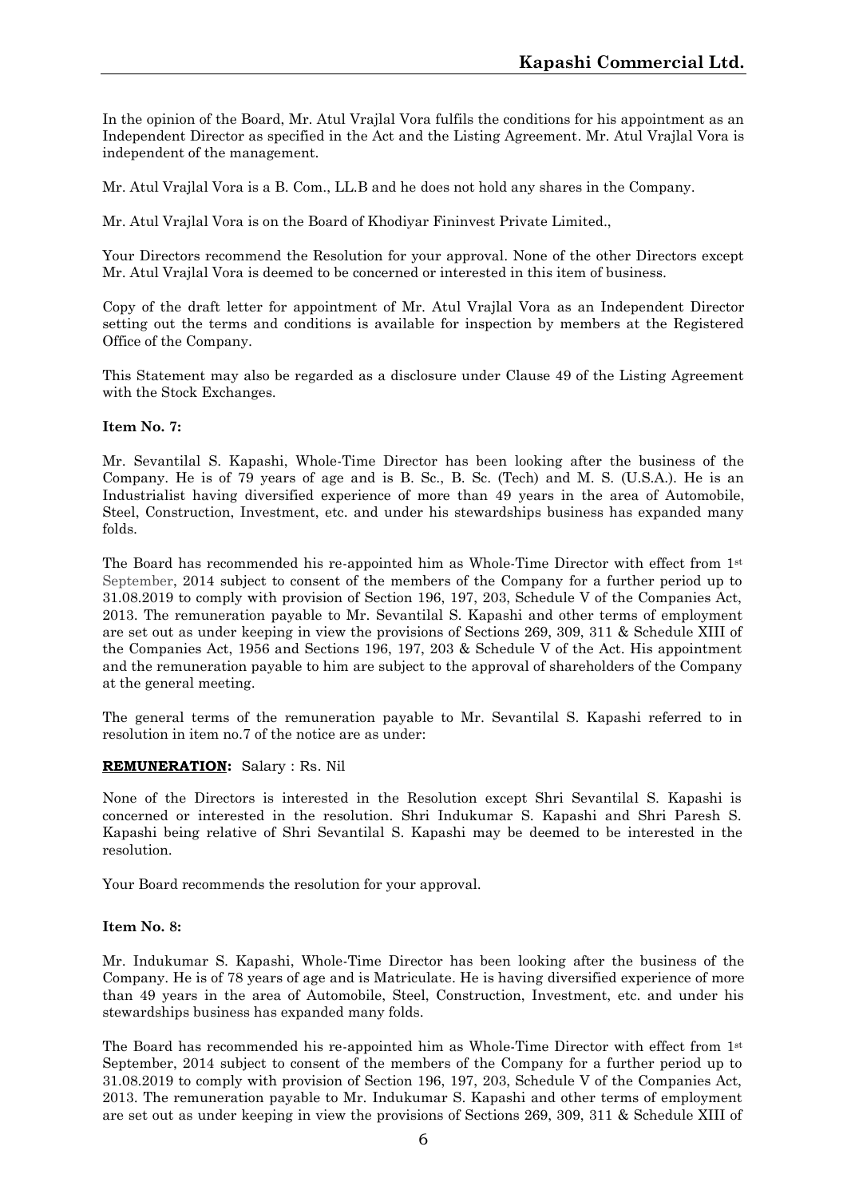In the opinion of the Board, Mr. Atul Vrajlal Vora fulfils the conditions for his appointment as an Independent Director as specified in the Act and the Listing Agreement. Mr. Atul Vrajlal Vora is independent of the management.

Mr. Atul Vrajlal Vora is a B. Com., LL.B and he does not hold any shares in the Company.

Mr. Atul Vrajlal Vora is on the Board of Khodiyar Fininvest Private Limited.,

Your Directors recommend the Resolution for your approval. None of the other Directors except Mr. Atul Vrajlal Vora is deemed to be concerned or interested in this item of business.

Copy of the draft letter for appointment of Mr. Atul Vrajlal Vora as an Independent Director setting out the terms and conditions is available for inspection by members at the Registered Office of the Company.

This Statement may also be regarded as a disclosure under Clause 49 of the Listing Agreement with the Stock Exchanges.

**Item No. 7:**

Mr. Sevantilal S. Kapashi, Whole-Time Director has been looking after the business of the Company. He is of 79 years of age and is B. Sc., B. Sc. (Tech) and M. S. (U.S.A.). He is an Industrialist having diversified experience of more than 49 years in the area of Automobile, Steel, Construction, Investment, etc. and under his stewardships business has expanded many folds.

The Board has recommended his re-appointed him as Whole-Time Director with effect from 1st September, 2014 subject to consent of the members of the Company for a further period up to 31.08.2019 to comply with provision of Section 196, 197, 203, Schedule V of the Companies Act, 2013. The remuneration payable to Mr. Sevantilal S. Kapashi and other terms of employment are set out as under keeping in view the provisions of Sections 269, 309, 311 & Schedule XIII of the Companies Act, 1956 and Sections 196, 197, 203 & Schedule V of the Act. His appointment and the remuneration payable to him are subject to the approval of shareholders of the Company at the general meeting.

The general terms of the remuneration payable to Mr. Sevantilal S. Kapashi referred to in resolution in item no.7 of the notice are as under:

**REMUNERATION:** Salary : Rs. Nil

None of the Directors is interested in the Resolution except Shri Sevantilal S. Kapashi is concerned or interested in the resolution. Shri Indukumar S. Kapashi and Shri Paresh S. Kapashi being relative of Shri Sevantilal S. Kapashi may be deemed to be interested in the resolution.

Your Board recommends the resolution for your approval.

**Item No. 8:**

Mr. Indukumar S. Kapashi, Whole-Time Director has been looking after the business of the Company. He is of 78 years of age and is Matriculate. He is having diversified experience of more than 49 years in the area of Automobile, Steel, Construction, Investment, etc. and under his stewardships business has expanded many folds.

The Board has recommended his re-appointed him as Whole-Time Director with effect from 1st September, 2014 subject to consent of the members of the Company for a further period up to 31.08.2019 to comply with provision of Section 196, 197, 203, Schedule V of the Companies Act, 2013. The remuneration payable to Mr. Indukumar S. Kapashi and other terms of employment are set out as under keeping in view the provisions of Sections 269, 309, 311 & Schedule XIII of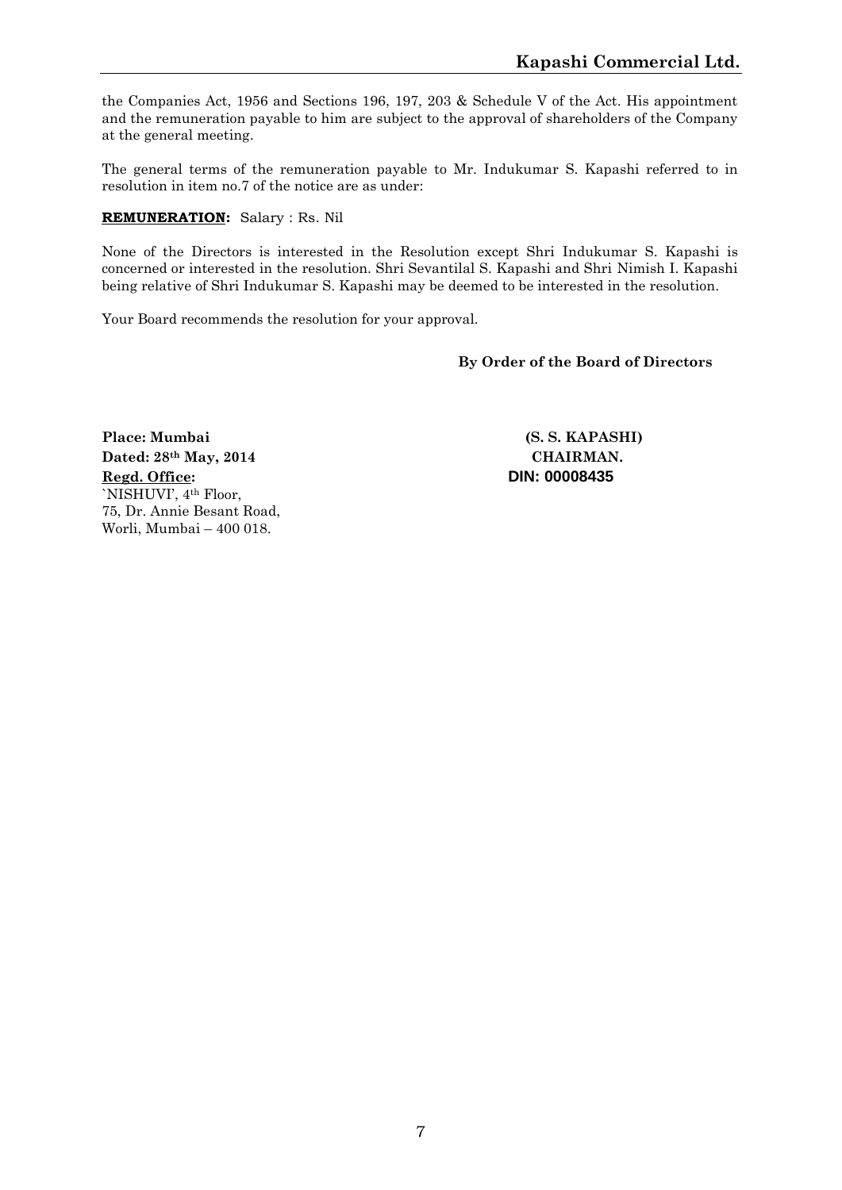the Companies Act, 1956 and Sections 196, 197, 203 & Schedule V of the Act. His appointment and the remuneration payable to him are subject to the approval of shareholders of the Company at the general meeting.

The general terms of the remuneration payable to Mr. Indukumar S. Kapashi referred to in resolution in item no.7 of the notice are as under:

**REMUNERATION:** Salary : Rs. Nil

None of the Directors is interested in the Resolution except Shri Indukumar S. Kapashi is concerned or interested in the resolution. Shri Sevantilal S. Kapashi and Shri Nimish I. Kapashi being relative of Shri Indukumar S. Kapashi may be deemed to be interested in the resolution.

Your Board recommends the resolution for your approval.

**By Order of the Board of Directors**

**(S. S. KAPASHI)**
**CHAIRMAN.**
**DIN: 00008435**

**Place: Mumbai**
**Dated: 28th May, 2014**
**Regd. Office:**
`NISHUVI', 4th Floor,
75, Dr. Annie Besant Road,
Worli, Mumbai – 400 018.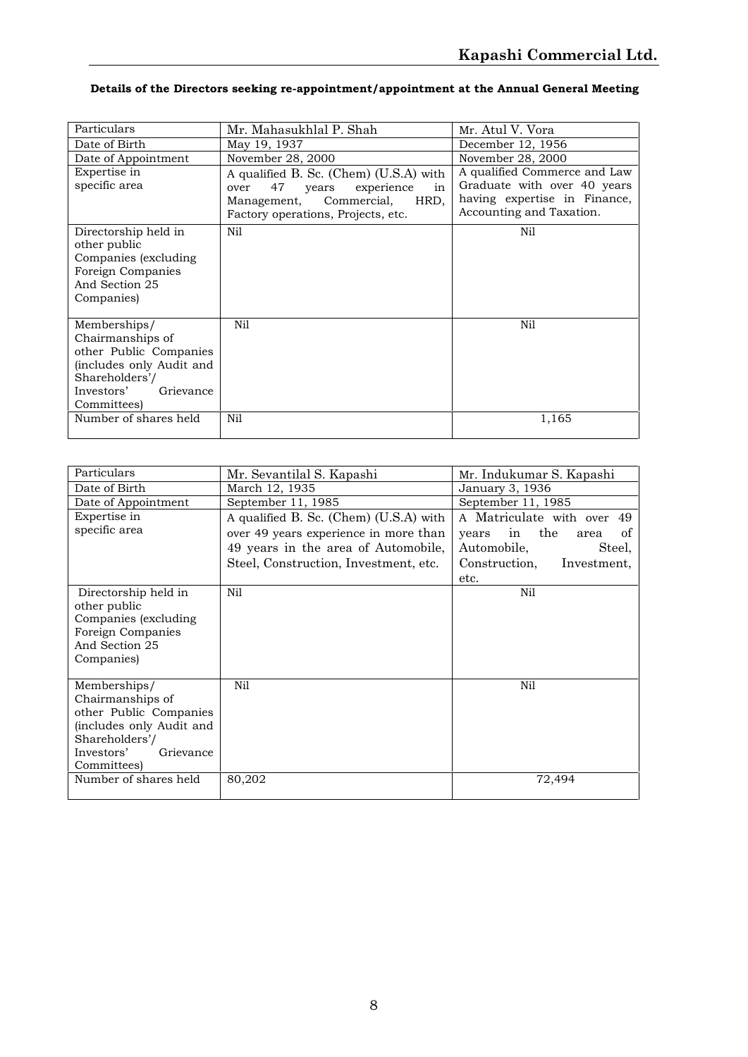**Details of the Directors seeking re-appointment/appointment at the Annual General Meeting**

| Particulars | Mr. Mahasukhlal P. Shah | Mr. Atul V. Vora |
|---|---|---|
| Date of Birth | May 19, 1937 | December 12, 1956 |
| Date of Appointment | November 28, 2000 | November 28, 2000 |
| Expertise in specific area | A qualified B. Sc. (Chem) (U.S.A) with over 47 years experience in Management, Commercial, HRD, Factory operations, Projects, etc. | A qualified Commerce and Law Graduate with over 40 years having expertise in Finance, Accounting and Taxation. |
| Directorship held in other public Companies (excluding Foreign Companies And Section 25 Companies) | Nil | Nil |
| Memberships/ Chairmanships of other Public Companies (includes only Audit and Shareholders'/ Investors' Grievance Committees) | Nil | Nil |
| Number of shares held | Nil | 1,165 |

| Particulars | Mr. Sevantilal S. Kapashi | Mr. Indukumar S. Kapashi |
|---|---|---|
| Date of Birth | March 12, 1935 | January 3, 1936 |
| Date of Appointment | September 11, 1985 | September 11, 1985 |
| Expertise in specific area | A qualified B. Sc. (Chem) (U.S.A) with over 49 years experience in more than 49 years in the area of Automobile, Steel, Construction, Investment, etc. | A Matriculate with over 49 years in the area of Automobile, Steel, Construction, Investment, etc. |
| Directorship held in other public Companies (excluding Foreign Companies And Section 25 Companies) | Nil | Nil |
| Memberships/ Chairmanships of other Public Companies (includes only Audit and Shareholders'/ Investors' Grievance Committees) | Nil | Nil |
| Number of shares held | 80,202 | 72,494 |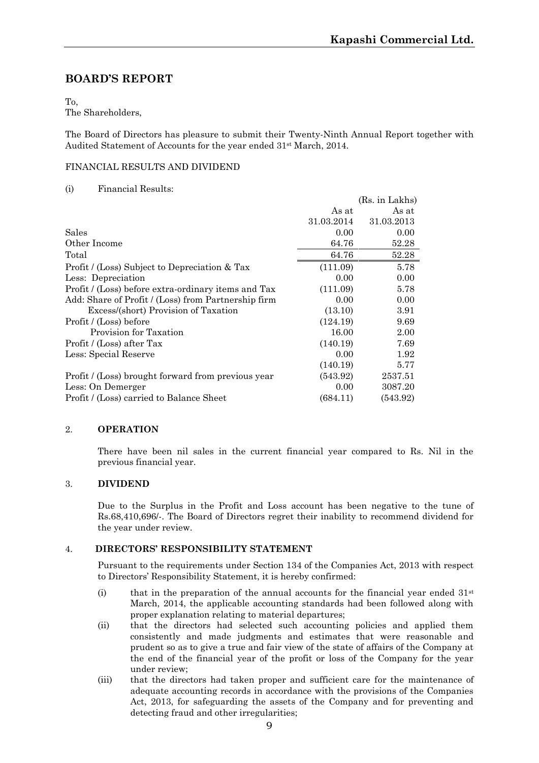# BOARD'S REPORT

To,
The Shareholders,

The Board of Directors has pleasure to submit their Twenty-Ninth Annual Report together with Audited Statement of Accounts for the year ended 31st March, 2014.

FINANCIAL RESULTS AND DIVIDEND

(i) Financial Results:

| | | (Rs. in Lakhs) |
|---|---|---|
| | As at 31.03.2014 | As at 31.03.2013 |
| Sales | 0.00 | 0.00 |
| Other Income | 64.76 | 52.28 |
| Total | 64.76 | 52.28 |
| Profit / (Loss) Subject to Depreciation & Tax | (111.09) | 5.78 |
| Less: Depreciation | 0.00 | 0.00 |
| Profit / (Loss) before extra-ordinary items and Tax | (111.09) | 5.78 |
| Add: Share of Profit / (Loss) from Partnership firm | 0.00 | 0.00 |
| Excess/(short) Provision of Taxation | (13.10) | 3.91 |
| Profit / (Loss) before | (124.19) | 9.69 |
| Provision for Taxation | 16.00 | 2.00 |
| Profit / (Loss) after Tax | (140.19) | 7.69 |
| Less: Special Reserve | 0.00 | 1.92 |
| | (140.19) | 5.77 |
| Profit / (Loss) brought forward from previous year | (543.92) | 2537.51 |
| Less: On Demerger | 0.00 | 3087.20 |
| Profit / (Loss) carried to Balance Sheet | (684.11) | (543.92) |

2. **OPERATION**

There have been nil sales in the current financial year compared to Rs. Nil in the previous financial year.

3. **DIVIDEND**

Due to the Surplus in the Profit and Loss account has been negative to the tune of Rs.68,410,696/-. The Board of Directors regret their inability to recommend dividend for the year under review.

4. **DIRECTORS' RESPONSIBILITY STATEMENT**

Pursuant to the requirements under Section 134 of the Companies Act, 2013 with respect to Directors' Responsibility Statement, it is hereby confirmed:

(i) that in the preparation of the annual accounts for the financial year ended 31st March, 2014, the applicable accounting standards had been followed along with proper explanation relating to material departures;

(ii) that the directors had selected such accounting policies and applied them consistently and made judgments and estimates that were reasonable and prudent so as to give a true and fair view of the state of affairs of the Company at the end of the financial year of the profit or loss of the Company for the year under review;

(iii) that the directors had taken proper and sufficient care for the maintenance of adequate accounting records in accordance with the provisions of the Companies Act, 2013, for safeguarding the assets of the Company and for preventing and detecting fraud and other irregularities;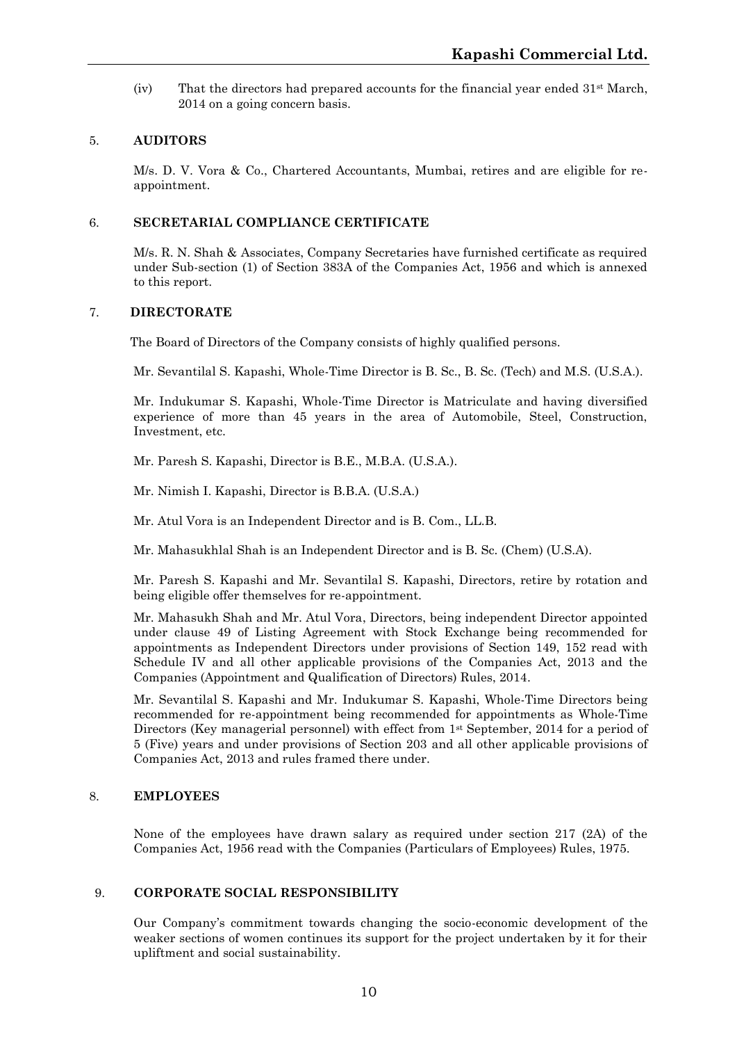(iv) That the directors had prepared accounts for the financial year ended 31st March, 2014 on a going concern basis.

## 5. AUDITORS

M/s. D. V. Vora & Co., Chartered Accountants, Mumbai, retires and are eligible for re-appointment.

## 6. SECRETARIAL COMPLIANCE CERTIFICATE

M/s. R. N. Shah & Associates, Company Secretaries have furnished certificate as required under Sub-section (1) of Section 383A of the Companies Act, 1956 and which is annexed to this report.

## 7. DIRECTORATE

The Board of Directors of the Company consists of highly qualified persons.

Mr. Sevantilal S. Kapashi, Whole-Time Director is B. Sc., B. Sc. (Tech) and M.S. (U.S.A.).

Mr. Indukumar S. Kapashi, Whole-Time Director is Matriculate and having diversified experience of more than 45 years in the area of Automobile, Steel, Construction, Investment, etc.

Mr. Paresh S. Kapashi, Director is B.E., M.B.A. (U.S.A.).

Mr. Nimish I. Kapashi, Director is B.B.A. (U.S.A.)

Mr. Atul Vora is an Independent Director and is B. Com., LL.B.

Mr. Mahasukhlal Shah is an Independent Director and is B. Sc. (Chem) (U.S.A).

Mr. Paresh S. Kapashi and Mr. Sevantilal S. Kapashi, Directors, retire by rotation and being eligible offer themselves for re-appointment.

Mr. Mahasukh Shah and Mr. Atul Vora, Directors, being independent Director appointed under clause 49 of Listing Agreement with Stock Exchange being recommended for appointments as Independent Directors under provisions of Section 149, 152 read with Schedule IV and all other applicable provisions of the Companies Act, 2013 and the Companies (Appointment and Qualification of Directors) Rules, 2014.

Mr. Sevantilal S. Kapashi and Mr. Indukumar S. Kapashi, Whole-Time Directors being recommended for re-appointment being recommended for appointments as Whole-Time Directors (Key managerial personnel) with effect from 1st September, 2014 for a period of 5 (Five) years and under provisions of Section 203 and all other applicable provisions of Companies Act, 2013 and rules framed there under.

## 8. EMPLOYEES

None of the employees have drawn salary as required under section 217 (2A) of the Companies Act, 1956 read with the Companies (Particulars of Employees) Rules, 1975.

## 9. CORPORATE SOCIAL RESPONSIBILITY

Our Company's commitment towards changing the socio-economic development of the weaker sections of women continues its support for the project undertaken by it for their upliftment and social sustainability.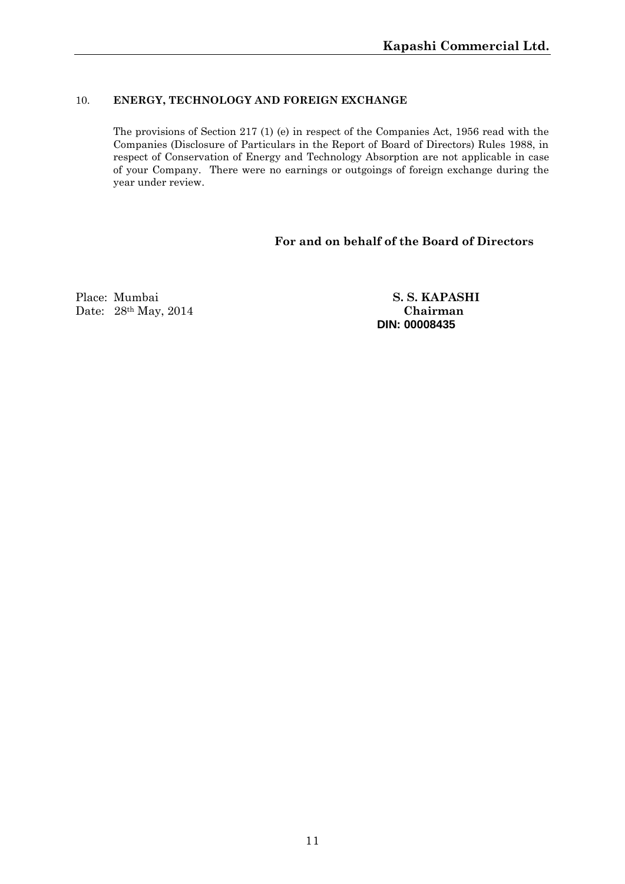## 10. ENERGY, TECHNOLOGY AND FOREIGN EXCHANGE

The provisions of Section 217 (1) (e) in respect of the Companies Act, 1956 read with the Companies (Disclosure of Particulars in the Report of Board of Directors) Rules 1988, in respect of Conservation of Energy and Technology Absorption are not applicable in case of your Company. There were no earnings or outgoings of foreign exchange during the year under review.

**For and on behalf of the Board of Directors**

Place: Mumbai
Date: 28th May, 2014

**S. S. KAPASHI**
**Chairman**
**DIN: 00008435**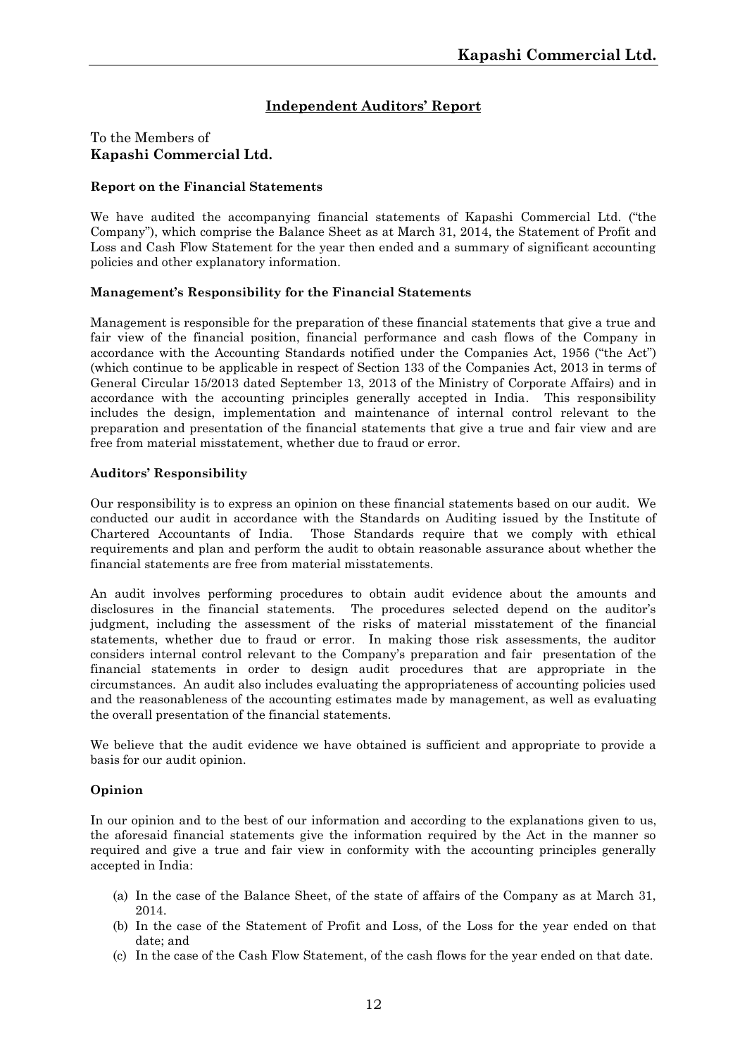## Independent Auditors' Report

To the Members of
**Kapashi Commercial Ltd.**

**Report on the Financial Statements**

We have audited the accompanying financial statements of Kapashi Commercial Ltd. ("the Company"), which comprise the Balance Sheet as at March 31, 2014, the Statement of Profit and Loss and Cash Flow Statement for the year then ended and a summary of significant accounting policies and other explanatory information.

**Management's Responsibility for the Financial Statements**

Management is responsible for the preparation of these financial statements that give a true and fair view of the financial position, financial performance and cash flows of the Company in accordance with the Accounting Standards notified under the Companies Act, 1956 ("the Act") (which continue to be applicable in respect of Section 133 of the Companies Act, 2013 in terms of General Circular 15/2013 dated September 13, 2013 of the Ministry of Corporate Affairs) and in accordance with the accounting principles generally accepted in India. This responsibility includes the design, implementation and maintenance of internal control relevant to the preparation and presentation of the financial statements that give a true and fair view and are free from material misstatement, whether due to fraud or error.

**Auditors' Responsibility**

Our responsibility is to express an opinion on these financial statements based on our audit. We conducted our audit in accordance with the Standards on Auditing issued by the Institute of Chartered Accountants of India. Those Standards require that we comply with ethical requirements and plan and perform the audit to obtain reasonable assurance about whether the financial statements are free from material misstatements.

An audit involves performing procedures to obtain audit evidence about the amounts and disclosures in the financial statements. The procedures selected depend on the auditor's judgment, including the assessment of the risks of material misstatement of the financial statements, whether due to fraud or error. In making those risk assessments, the auditor considers internal control relevant to the Company's preparation and fair presentation of the financial statements in order to design audit procedures that are appropriate in the circumstances. An audit also includes evaluating the appropriateness of accounting policies used and the reasonableness of the accounting estimates made by management, as well as evaluating the overall presentation of the financial statements.

We believe that the audit evidence we have obtained is sufficient and appropriate to provide a basis for our audit opinion.

**Opinion**

In our opinion and to the best of our information and according to the explanations given to us, the aforesaid financial statements give the information required by the Act in the manner so required and give a true and fair view in conformity with the accounting principles generally accepted in India:

(a) In the case of the Balance Sheet, of the state of affairs of the Company as at March 31, 2014.
(b) In the case of the Statement of Profit and Loss, of the Loss for the year ended on that date; and
(c) In the case of the Cash Flow Statement, of the cash flows for the year ended on that date.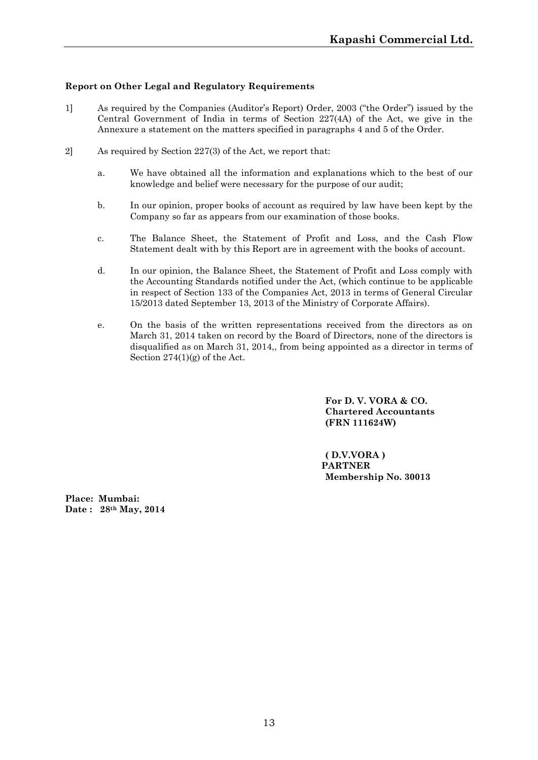**Report on Other Legal and Regulatory Requirements**

1] As required by the Companies (Auditor's Report) Order, 2003 ("the Order") issued by the Central Government of India in terms of Section 227(4A) of the Act, we give in the Annexure a statement on the matters specified in paragraphs 4 and 5 of the Order.

2] As required by Section 227(3) of the Act, we report that:

a. We have obtained all the information and explanations which to the best of our knowledge and belief were necessary for the purpose of our audit;

b. In our opinion, proper books of account as required by law have been kept by the Company so far as appears from our examination of those books.

c. The Balance Sheet, the Statement of Profit and Loss, and the Cash Flow Statement dealt with by this Report are in agreement with the books of account.

d. In our opinion, the Balance Sheet, the Statement of Profit and Loss comply with the Accounting Standards notified under the Act, (which continue to be applicable in respect of Section 133 of the Companies Act, 2013 in terms of General Circular 15/2013 dated September 13, 2013 of the Ministry of Corporate Affairs).

e. On the basis of the written representations received from the directors as on March 31, 2014 taken on record by the Board of Directors, none of the directors is disqualified as on March 31, 2014,, from being appointed as a director in terms of Section 274(1)(g) of the Act.

**For D. V. VORA & CO.**
**Chartered Accountants**
**(FRN 111624W)**

**( D.V.VORA )**
**PARTNER**
**Membership No. 30013**

**Place: Mumbai:**
**Date : 28th May, 2014**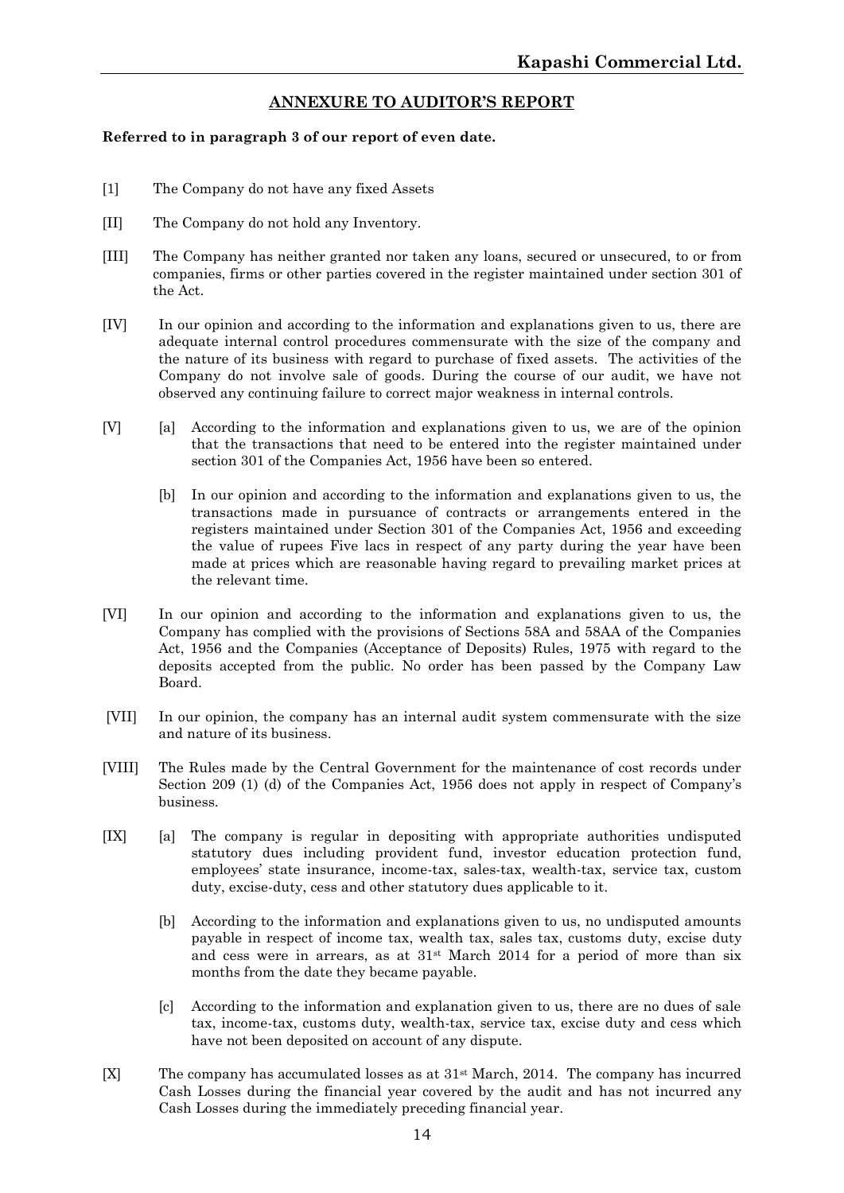## ANNEXURE TO AUDITOR'S REPORT

**Referred to in paragraph 3 of our report of even date.**

[1] The Company do not have any fixed Assets

[II] The Company do not hold any Inventory.

[III] The Company has neither granted nor taken any loans, secured or unsecured, to or from companies, firms or other parties covered in the register maintained under section 301 of the Act.

[IV] In our opinion and according to the information and explanations given to us, there are adequate internal control procedures commensurate with the size of the company and the nature of its business with regard to purchase of fixed assets. The activities of the Company do not involve sale of goods. During the course of our audit, we have not observed any continuing failure to correct major weakness in internal controls.

[V] [a] According to the information and explanations given to us, we are of the opinion that the transactions that need to be entered into the register maintained under section 301 of the Companies Act, 1956 have been so entered.

[b] In our opinion and according to the information and explanations given to us, the transactions made in pursuance of contracts or arrangements entered in the registers maintained under Section 301 of the Companies Act, 1956 and exceeding the value of rupees Five lacs in respect of any party during the year have been made at prices which are reasonable having regard to prevailing market prices at the relevant time.

[VI] In our opinion and according to the information and explanations given to us, the Company has complied with the provisions of Sections 58A and 58AA of the Companies Act, 1956 and the Companies (Acceptance of Deposits) Rules, 1975 with regard to the deposits accepted from the public. No order has been passed by the Company Law Board.

[VII] In our opinion, the company has an internal audit system commensurate with the size and nature of its business.

[VIII] The Rules made by the Central Government for the maintenance of cost records under Section 209 (1) (d) of the Companies Act, 1956 does not apply in respect of Company's business.

[IX] [a] The company is regular in depositing with appropriate authorities undisputed statutory dues including provident fund, investor education protection fund, employees' state insurance, income-tax, sales-tax, wealth-tax, service tax, custom duty, excise-duty, cess and other statutory dues applicable to it.

[b] According to the information and explanations given to us, no undisputed amounts payable in respect of income tax, wealth tax, sales tax, customs duty, excise duty and cess were in arrears, as at 31st March 2014 for a period of more than six months from the date they became payable.

[c] According to the information and explanation given to us, there are no dues of sale tax, income-tax, customs duty, wealth-tax, service tax, excise duty and cess which have not been deposited on account of any dispute.

[X] The company has accumulated losses as at 31st March, 2014. The company has incurred Cash Losses during the financial year covered by the audit and has not incurred any Cash Losses during the immediately preceding financial year.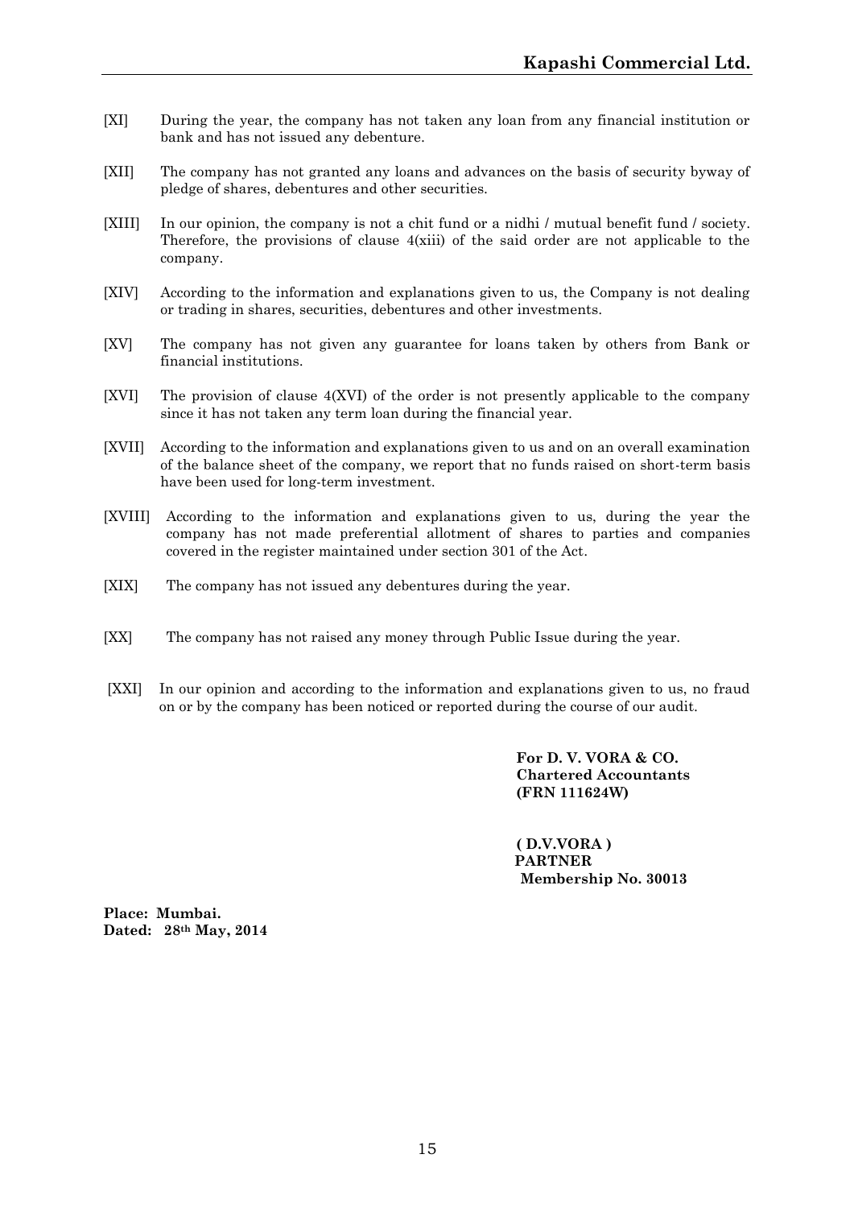[XI] During the year, the company has not taken any loan from any financial institution or bank and has not issued any debenture.

[XII] The company has not granted any loans and advances on the basis of security byway of pledge of shares, debentures and other securities.

[XIII] In our opinion, the company is not a chit fund or a nidhi / mutual benefit fund / society. Therefore, the provisions of clause 4(xiii) of the said order are not applicable to the company.

[XIV] According to the information and explanations given to us, the Company is not dealing or trading in shares, securities, debentures and other investments.

[XV] The company has not given any guarantee for loans taken by others from Bank or financial institutions.

[XVI] The provision of clause 4(XVI) of the order is not presently applicable to the company since it has not taken any term loan during the financial year.

[XVII] According to the information and explanations given to us and on an overall examination of the balance sheet of the company, we report that no funds raised on short-term basis have been used for long-term investment.

[XVIII] According to the information and explanations given to us, during the year the company has not made preferential allotment of shares to parties and companies covered in the register maintained under section 301 of the Act.

[XIX] The company has not issued any debentures during the year.

[XX] The company has not raised any money through Public Issue during the year.

[XXI] In our opinion and according to the information and explanations given to us, no fraud on or by the company has been noticed or reported during the course of our audit.

**For D. V. VORA & CO.**
**Chartered Accountants**
**(FRN 111624W)**

**( D.V.VORA )**
**PARTNER**
**Membership No. 30013**

**Place: Mumbai.**
**Dated: 28th May, 2014**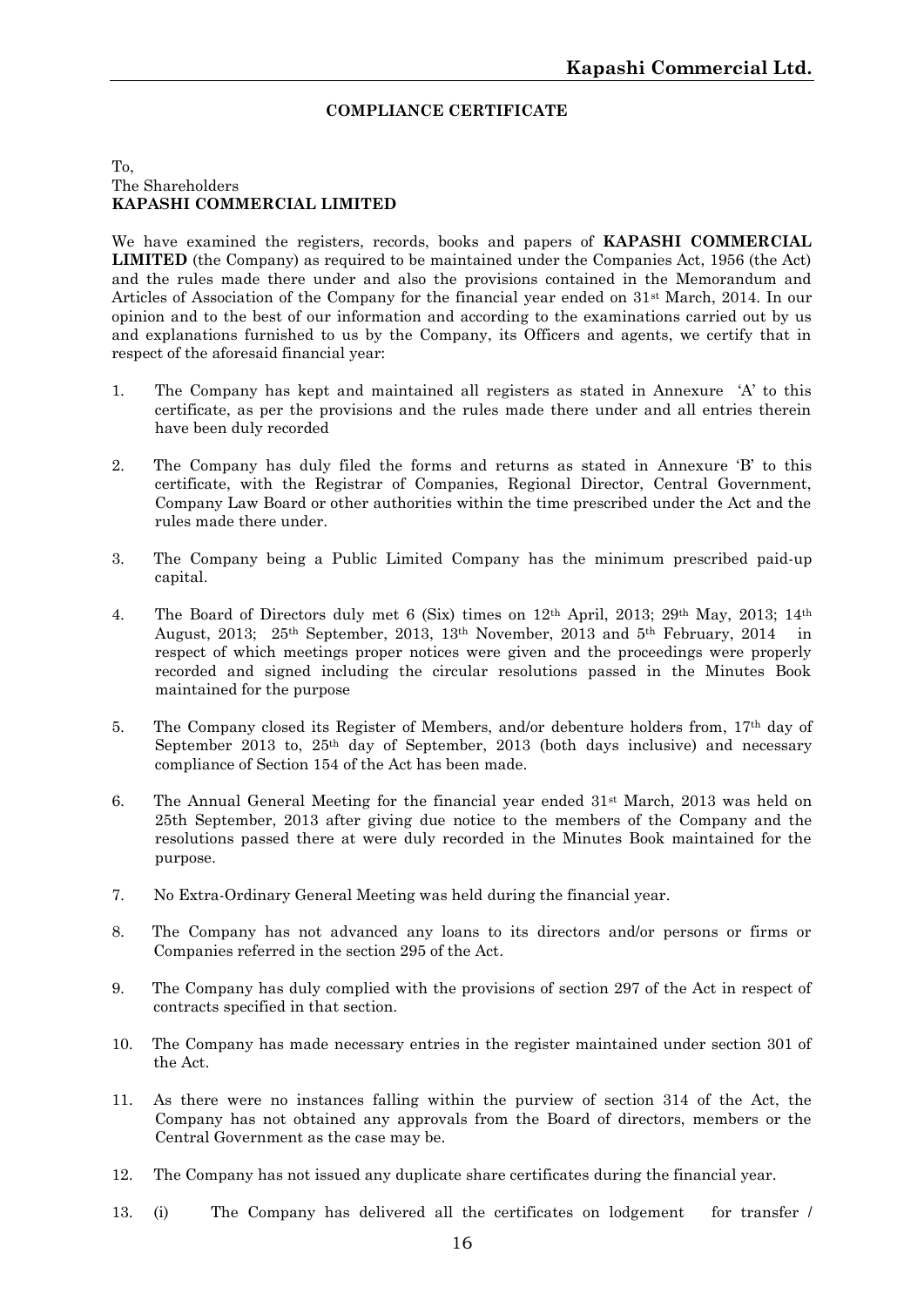## COMPLIANCE CERTIFICATE

To,
The Shareholders
**KAPASHI COMMERCIAL LIMITED**

We have examined the registers, records, books and papers of **KAPASHI COMMERCIAL LIMITED** (the Company) as required to be maintained under the Companies Act, 1956 (the Act) and the rules made there under and also the provisions contained in the Memorandum and Articles of Association of the Company for the financial year ended on 31st March, 2014. In our opinion and to the best of our information and according to the examinations carried out by us and explanations furnished to us by the Company, its Officers and agents, we certify that in respect of the aforesaid financial year:

1. The Company has kept and maintained all registers as stated in Annexure 'A' to this certificate, as per the provisions and the rules made there under and all entries therein have been duly recorded

2. The Company has duly filed the forms and returns as stated in Annexure 'B' to this certificate, with the Registrar of Companies, Regional Director, Central Government, Company Law Board or other authorities within the time prescribed under the Act and the rules made there under.

3. The Company being a Public Limited Company has the minimum prescribed paid-up capital.

4. The Board of Directors duly met 6 (Six) times on 12th April, 2013; 29th May, 2013; 14th August, 2013; 25th September, 2013, 13th November, 2013 and 5th February, 2014 in respect of which meetings proper notices were given and the proceedings were properly recorded and signed including the circular resolutions passed in the Minutes Book maintained for the purpose

5. The Company closed its Register of Members, and/or debenture holders from, 17th day of September 2013 to, 25th day of September, 2013 (both days inclusive) and necessary compliance of Section 154 of the Act has been made.

6. The Annual General Meeting for the financial year ended 31st March, 2013 was held on 25th September, 2013 after giving due notice to the members of the Company and the resolutions passed there at were duly recorded in the Minutes Book maintained for the purpose.

7. No Extra-Ordinary General Meeting was held during the financial year.

8. The Company has not advanced any loans to its directors and/or persons or firms or Companies referred in the section 295 of the Act.

9. The Company has duly complied with the provisions of section 297 of the Act in respect of contracts specified in that section.

10. The Company has made necessary entries in the register maintained under section 301 of the Act.

11. As there were no instances falling within the purview of section 314 of the Act, the Company has not obtained any approvals from the Board of directors, members or the Central Government as the case may be.

12. The Company has not issued any duplicate share certificates during the financial year.

13. (i) The Company has delivered all the certificates on lodgement for transfer /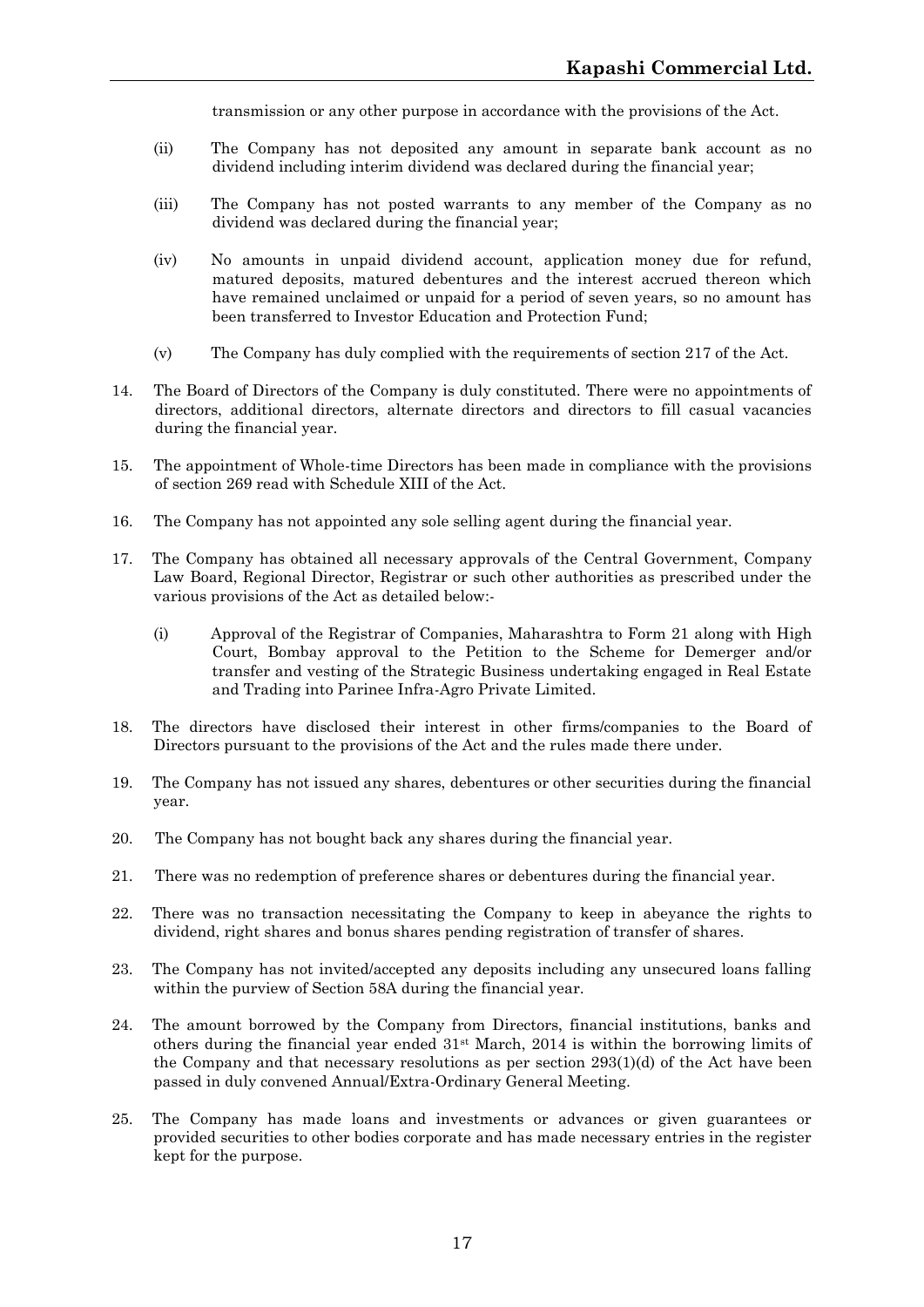transmission or any other purpose in accordance with the provisions of the Act.

(ii) The Company has not deposited any amount in separate bank account as no dividend including interim dividend was declared during the financial year;

(iii) The Company has not posted warrants to any member of the Company as no dividend was declared during the financial year;

(iv) No amounts in unpaid dividend account, application money due for refund, matured deposits, matured debentures and the interest accrued thereon which have remained unclaimed or unpaid for a period of seven years, so no amount has been transferred to Investor Education and Protection Fund;

(v) The Company has duly complied with the requirements of section 217 of the Act.

14. The Board of Directors of the Company is duly constituted. There were no appointments of directors, additional directors, alternate directors and directors to fill casual vacancies during the financial year.

15. The appointment of Whole-time Directors has been made in compliance with the provisions of section 269 read with Schedule XIII of the Act.

16. The Company has not appointed any sole selling agent during the financial year.

17. The Company has obtained all necessary approvals of the Central Government, Company Law Board, Regional Director, Registrar or such other authorities as prescribed under the various provisions of the Act as detailed below:-

(i) Approval of the Registrar of Companies, Maharashtra to Form 21 along with High Court, Bombay approval to the Petition to the Scheme for Demerger and/or transfer and vesting of the Strategic Business undertaking engaged in Real Estate and Trading into Parinee Infra-Agro Private Limited.

18. The directors have disclosed their interest in other firms/companies to the Board of Directors pursuant to the provisions of the Act and the rules made there under.

19. The Company has not issued any shares, debentures or other securities during the financial year.

20. The Company has not bought back any shares during the financial year.

21. There was no redemption of preference shares or debentures during the financial year.

22. There was no transaction necessitating the Company to keep in abeyance the rights to dividend, right shares and bonus shares pending registration of transfer of shares.

23. The Company has not invited/accepted any deposits including any unsecured loans falling within the purview of Section 58A during the financial year.

24. The amount borrowed by the Company from Directors, financial institutions, banks and others during the financial year ended 31st March, 2014 is within the borrowing limits of the Company and that necessary resolutions as per section 293(1)(d) of the Act have been passed in duly convened Annual/Extra-Ordinary General Meeting.

25. The Company has made loans and investments or advances or given guarantees or provided securities to other bodies corporate and has made necessary entries in the register kept for the purpose.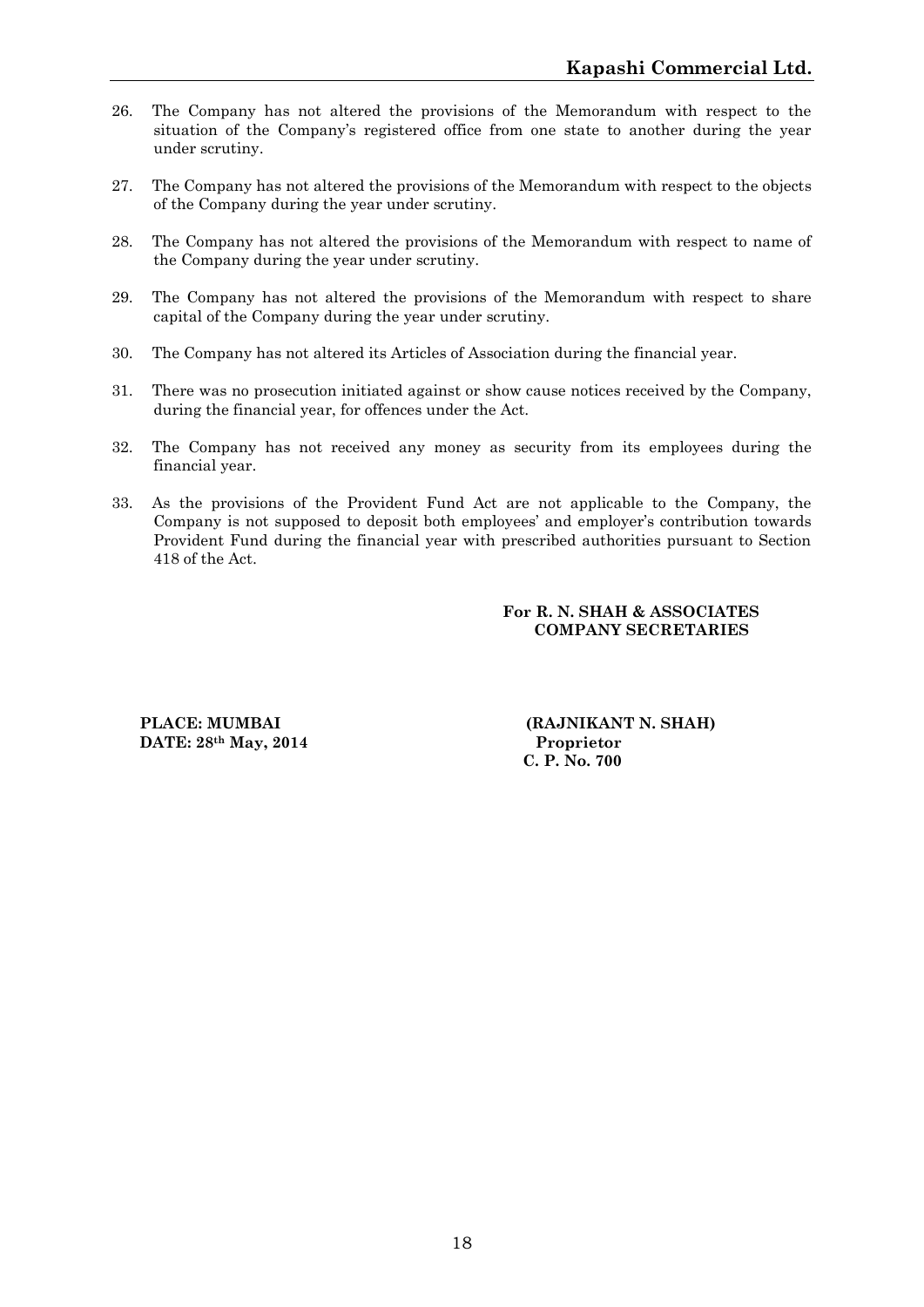26. The Company has not altered the provisions of the Memorandum with respect to the situation of the Company's registered office from one state to another during the year under scrutiny.

27. The Company has not altered the provisions of the Memorandum with respect to the objects of the Company during the year under scrutiny.

28. The Company has not altered the provisions of the Memorandum with respect to name of the Company during the year under scrutiny.

29. The Company has not altered the provisions of the Memorandum with respect to share capital of the Company during the year under scrutiny.

30. The Company has not altered its Articles of Association during the financial year.

31. There was no prosecution initiated against or show cause notices received by the Company, during the financial year, for offences under the Act.

32. The Company has not received any money as security from its employees during the financial year.

33. As the provisions of the Provident Fund Act are not applicable to the Company, the Company is not supposed to deposit both employees' and employer's contribution towards Provident Fund during the financial year with prescribed authorities pursuant to Section 418 of the Act.

**For R. N. SHAH & ASSOCIATES**
**COMPANY SECRETARIES**

**PLACE: MUMBAI**
**DATE: 28th May, 2014**

**(RAJNIKANT N. SHAH)**
**Proprietor**
**C. P. No. 700**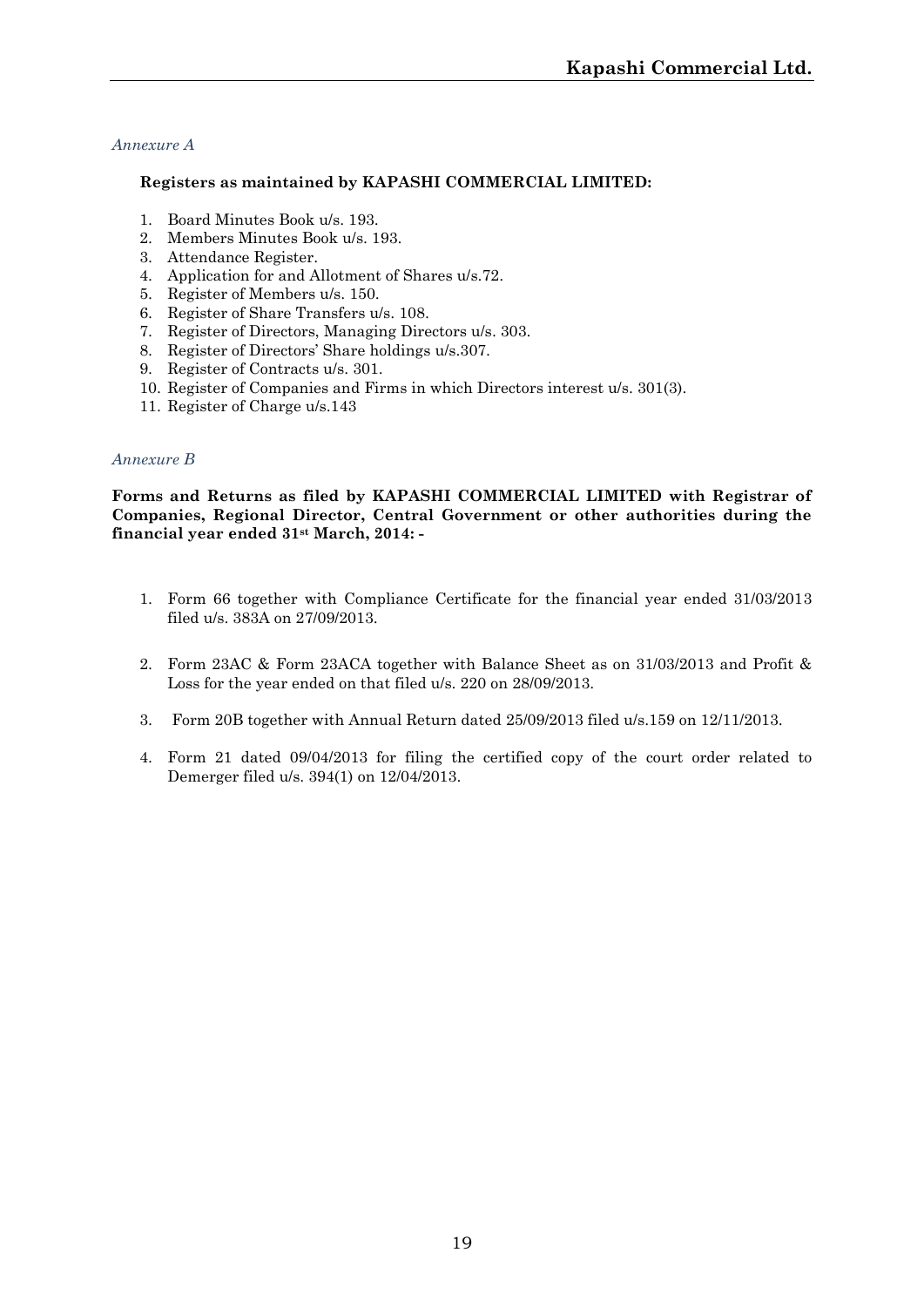*Annexure A*

**Registers as maintained by KAPASHI COMMERCIAL LIMITED:**

1. Board Minutes Book u/s. 193.
2. Members Minutes Book u/s. 193.
3. Attendance Register.
4. Application for and Allotment of Shares u/s.72.
5. Register of Members u/s. 150.
6. Register of Share Transfers u/s. 108.
7. Register of Directors, Managing Directors u/s. 303.
8. Register of Directors' Share holdings u/s.307.
9. Register of Contracts u/s. 301.
10. Register of Companies and Firms in which Directors interest u/s. 301(3).
11. Register of Charge u/s.143

*Annexure B*

**Forms and Returns as filed by KAPASHI COMMERCIAL LIMITED with Registrar of Companies, Regional Director, Central Government or other authorities during the financial year ended 31st March, 2014: -**

1. Form 66 together with Compliance Certificate for the financial year ended 31/03/2013 filed u/s. 383A on 27/09/2013.

2. Form 23AC & Form 23ACA together with Balance Sheet as on 31/03/2013 and Profit & Loss for the year ended on that filed u/s. 220 on 28/09/2013.

3. Form 20B together with Annual Return dated 25/09/2013 filed u/s.159 on 12/11/2013.

4. Form 21 dated 09/04/2013 for filing the certified copy of the court order related to Demerger filed u/s. 394(1) on 12/04/2013.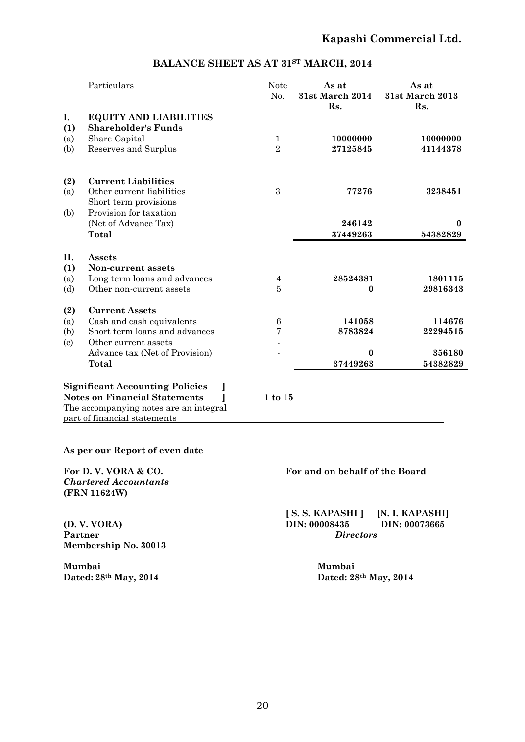## BALANCE SHEET AS AT 31[ST] MARCH, 2014

| | Particulars | Note No. | As at 31st March 2014 Rs. | As at 31st March 2013 Rs. |
|---|---|---|---|---|
| **I.** | **EQUITY AND LIABILITIES** | | | |
| **(1)** | **Shareholder's Funds** | | | |
| (a) | Share Capital | 1 | **10000000** | **10000000** |
| (b) | Reserves and Surplus | 2 | **27125845** | **41144378** |
| **(2)** | **Current Liabilities** | | | |
| (a) | Other current liabilities | 3 | **77276** | **3238451** |
| | Short term provisions | | | |
| (b) | Provision for taxation (Net of Advance Tax) | | **246142** | **0** |
| | **Total** | | **37449263** | **54382829** |
| **II.** | **Assets** | | | |
| **(1)** | **Non-current assets** | | | |
| (a) | Long term loans and advances | 4 | **28524381** | **1801115** |
| (d) | Other non-current assets | 5 | **0** | **29816343** |
| **(2)** | **Current Assets** | | | |
| (a) | Cash and cash equivalents | 6 | **141058** | **114676** |
| (b) | Short term loans and advances | 7 | **8783824** | **22294515** |
| (c) | Other current assets | - | | |
| | Advance tax (Net of Provision) | - | **0** | **356180** |
| | **Total** | | **37449263** | **54382829** |

**Significant Accounting Policies ]**
**Notes on Financial Statements ]** **1 to 15**
The accompanying notes are an integral part of financial statements

**As per our Report of even date**

**For D. V. VORA & CO.**
***Chartered Accountants***
**(FRN 11624W)**

**(D. V. VORA)**
**Partner**
**Membership No. 30013**

**Mumbai**
**Dated: 28th May, 2014**

**For and on behalf of the Board**

**[ S. S. KAPASHI ]** **[N. I. KAPASHI]**
**DIN: 00008435** **DIN: 00073665**
***Directors***

**Mumbai**
**Dated: 28th May, 2014**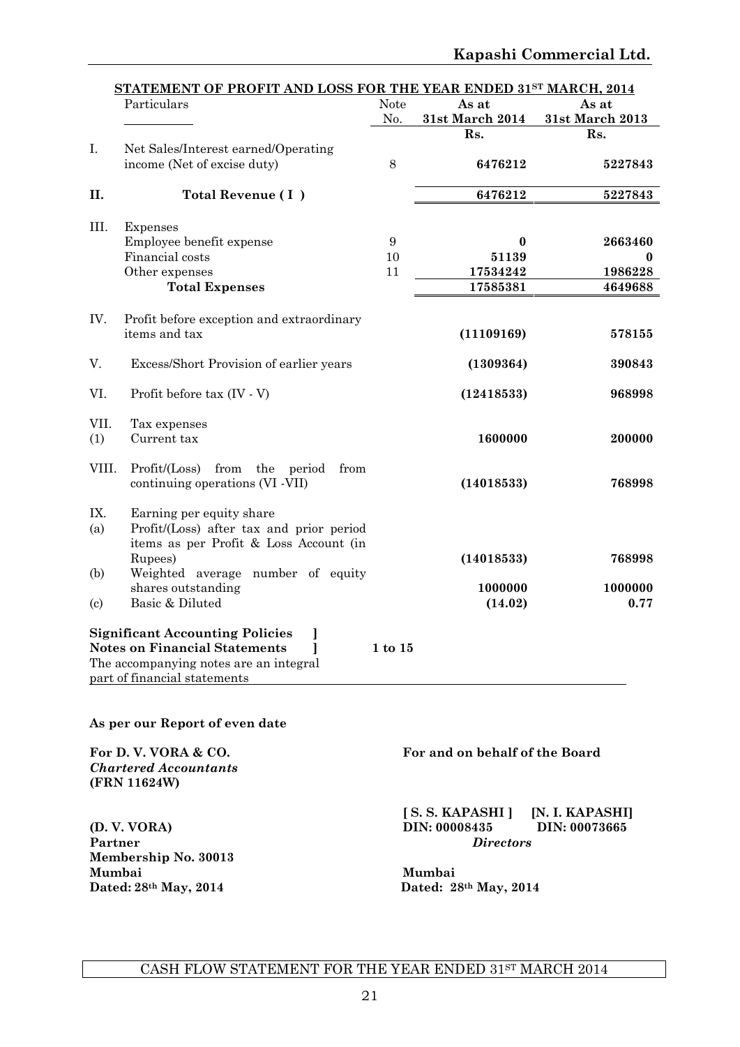## STATEMENT OF PROFIT AND LOSS FOR THE YEAR ENDED 31ST MARCH, 2014

| | Particulars | Note No. | As at 31st March 2014 | As at 31st March 2013 |
|---|---|---|---|---|
| | | | Rs. | Rs. |
| I. | Net Sales/Interest earned/Operating income (Net of excise duty) | 8 | **6476212** | **5227843** |
| **II.** | **Total Revenue ( I )** | | **6476212** | **5227843** |
| III. | Expenses | | | |
| | Employee benefit expense | 9 | **0** | **2663460** |
| | Financial costs | 10 | **51139** | **0** |
| | Other expenses | 11 | **17534242** | **1986228** |
| | **Total Expenses** | | **17585381** | **4649688** |
| IV. | Profit before exception and extraordinary items and tax | | **(11109169)** | **578155** |
| V. | Excess/Short Provision of earlier years | | **(1309364)** | **390843** |
| VI. | Profit before tax (IV - V) | | **(12418533)** | **968998** |
| VII. | Tax expenses | | | |
| (1) | Current tax | | **1600000** | **200000** |
| VIII. | Profit/(Loss) from the period from continuing operations (VI -VII) | | **(14018533)** | **768998** |
| IX. | Earning per equity share | | | |
| (a) | Profit/(Loss) after tax and prior period items as per Profit & Loss Account (in Rupees) | | **(14018533)** | **768998** |
| (b) | Weighted average number of equity shares outstanding | | **1000000** | **1000000** |
| (c) | Basic & Diluted | | **(14.02)** | **0.77** |

**Significant Accounting Policies ]**
**Notes on Financial Statements ]** 1 to 15
The accompanying notes are an integral part of financial statements

**As per our Report of even date**

**For D. V. VORA & CO.**
***Chartered Accountants***
**(FRN 11624W)**

**(D. V. VORA)**
**Partner**
**Membership No. 30013**
**Mumbai**
**Dated: 28th May, 2014**

**For and on behalf of the Board**

**[ S. S. KAPASHI ]** DIN: 00008435
**[N. I. KAPASHI]** DIN: 00073665
***Directors***

**Mumbai**
**Dated: 28th May, 2014**

CASH FLOW STATEMENT FOR THE YEAR ENDED 31ST MARCH 2014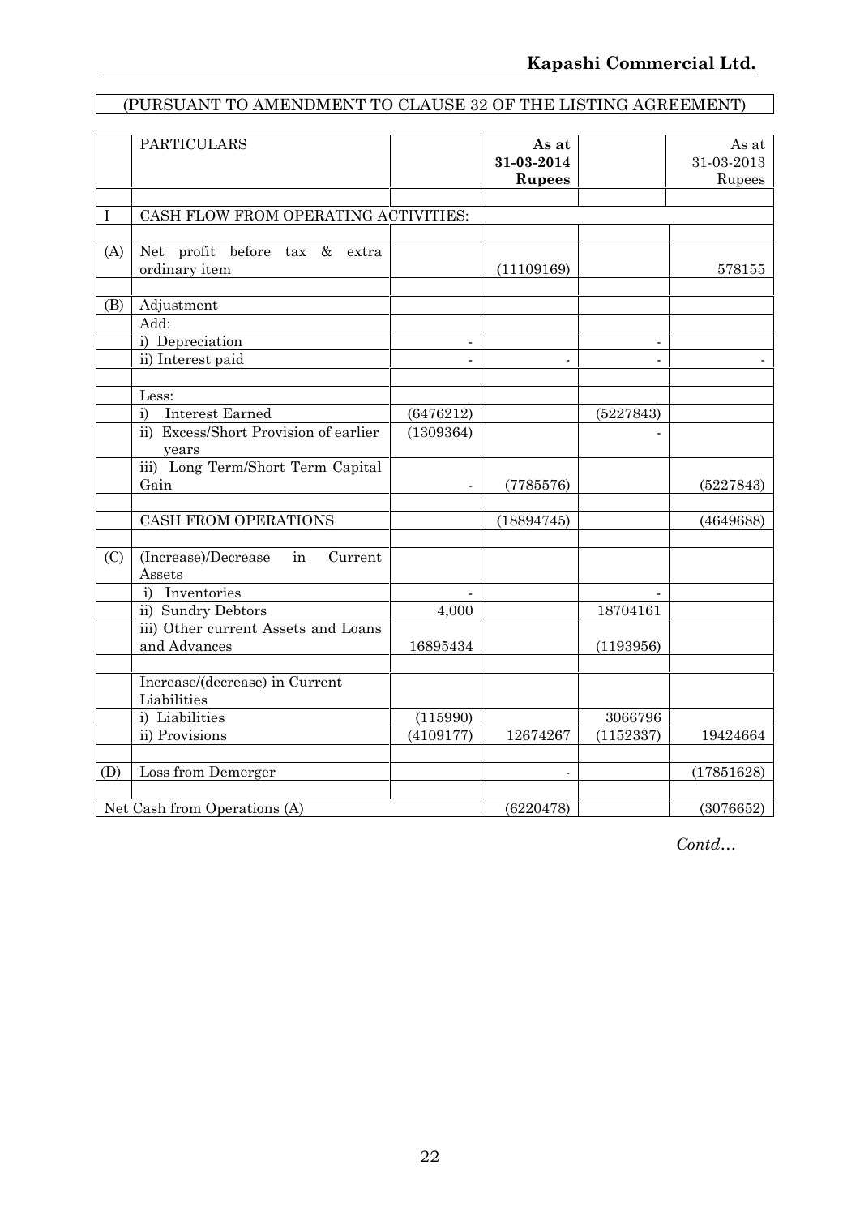(PURSUANT TO AMENDMENT TO CLAUSE 32 OF THE LISTING AGREEMENT)

| | PARTICULARS | | **As at 31-03-2014 Rupees** | | As at 31-03-2013 Rupees |
|---|---|---|---|---|---|
| I | CASH FLOW FROM OPERATING ACTIVITIES: | | | | |
| (A) | Net profit before tax & extra ordinary item | | (11109169) | | 578155 |
| (B) | Adjustment | | | | |
| | Add: | | | | |
| | i) Depreciation | - | | - | |
| | ii) Interest paid | - | - | - | - |
| | Less: | | | | |
| | i) Interest Earned | (6476212) | | (5227843) | |
| | ii) Excess/Short Provision of earlier years | (1309364) | | - | |
| | iii) Long Term/Short Term Capital Gain | - | (7785576) | | (5227843) |
| | CASH FROM OPERATIONS | | (18894745) | | (4649688) |
| (C) | (Increase)/Decrease in Current Assets | | | | |
| | i) Inventories | - | | - | |
| | ii) Sundry Debtors | 4,000 | | 18704161 | |
| | iii) Other current Assets and Loans and Advances | 16895434 | | (1193956) | |
| | Increase/(decrease) in Current Liabilities | | | | |
| | i) Liabilities | (115990) | | 3066796 | |
| | ii) Provisions | (4109177) | 12674267 | (1152337) | 19424664 |
| (D) | Loss from Demerger | | - | | (17851628) |
| | Net Cash from Operations (A) | | (6220478) | | (3076652) |

*Contd…*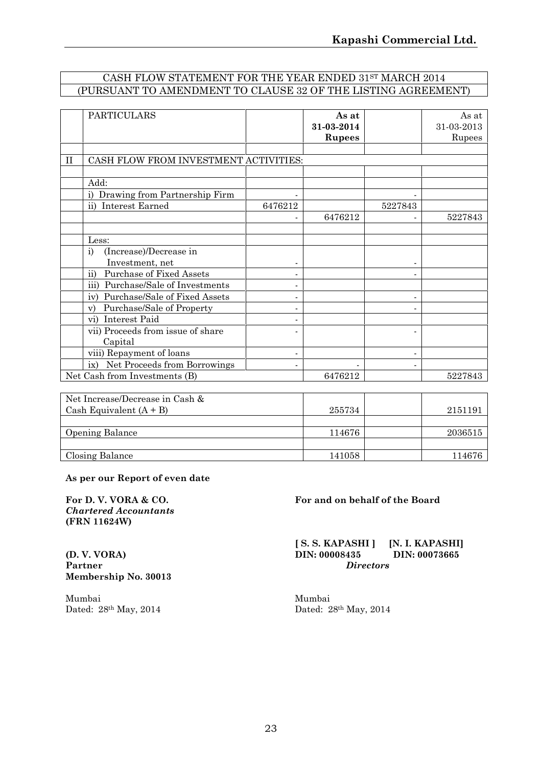| | CASH FLOW STATEMENT FOR THE YEAR ENDED 31ST MARCH 2014 (PURSUANT TO AMENDMENT TO CLAUSE 32 OF THE LISTING AGREEMENT) | | | | |
|---|---|---|---|---|---|
| | PARTICULARS | | **As at 31-03-2014 Rupees** | | As at 31-03-2013 Rupees |
| | | | | | |
| II | CASH FLOW FROM INVESTMENT ACTIVITIES: | | | | |
| | | | | | |
| | Add: | | | | |
| | i) Drawing from Partnership Firm | - | | - | |
| | ii) Interest Earned | 6476212 | | 5227843 | |
| | | - | 6476212 | - | 5227843 |
| | | | | | |
| | Less: | | | | |
| | i) (Increase)/Decrease in Investment, net | - | | - | |
| | ii) Purchase of Fixed Assets | - | | - | |
| | iii) Purchase/Sale of Investments | - | | | |
| | iv) Purchase/Sale of Fixed Assets | - | | - | |
| | v) Purchase/Sale of Property | - | | - | |
| | vi) Interest Paid | - | | | |
| | vii) Proceeds from issue of share Capital | - | | - | |
| | viii) Repayment of loans | - | | - | |
| | ix) Net Proceeds from Borrowings | - | - | - | |
| | Net Cash from Investments (B) | | 6476212 | | 5227843 |

| | | | |
|---|---|---|---|
| Net Increase/Decrease in Cash & Cash Equivalent (A + B) | 255734 | | 2151191 |
| | | | |
| Opening Balance | 114676 | | 2036515 |
| | | | |
| Closing Balance | 141058 | | 114676 |

**As per our Report of even date**

**For D. V. VORA & CO.**
*Chartered Accountants*
**(FRN 11624W)**

**(D. V. VORA)**
**Partner**
**Membership No. 30013**

Mumbai
Dated: 28th May, 2014

**For and on behalf of the Board**

**[ S. S. KAPASHI ]** **[N. I. KAPASHI]**
**DIN: 00008435** **DIN: 00073665**
***Directors***

Mumbai
Dated: 28th May, 2014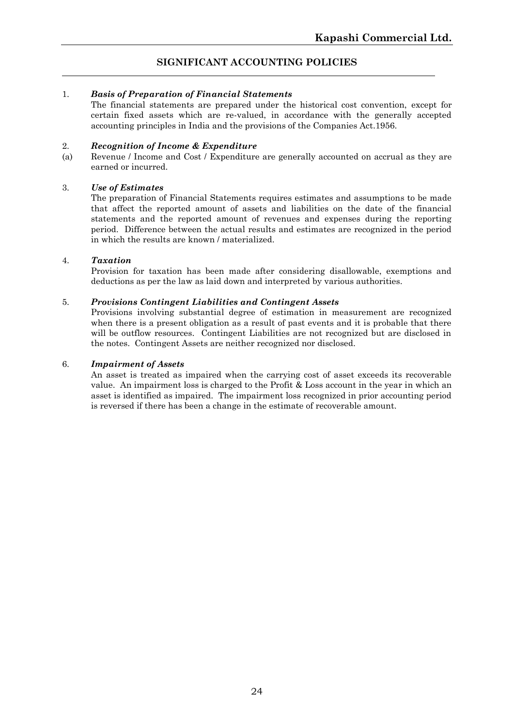## SIGNIFICANT ACCOUNTING POLICIES

1. ***Basis of Preparation of Financial Statements***

   The financial statements are prepared under the historical cost convention, except for certain fixed assets which are re-valued, in accordance with the generally accepted accounting principles in India and the provisions of the Companies Act.1956.

2. ***Recognition of Income & Expenditure***

   (a) Revenue / Income and Cost / Expenditure are generally accounted on accrual as they are earned or incurred.

3. ***Use of Estimates***

   The preparation of Financial Statements requires estimates and assumptions to be made that affect the reported amount of assets and liabilities on the date of the financial statements and the reported amount of revenues and expenses during the reporting period. Difference between the actual results and estimates are recognized in the period in which the results are known / materialized.

4. ***Taxation***

   Provision for taxation has been made after considering disallowable, exemptions and deductions as per the law as laid down and interpreted by various authorities.

5. ***Provisions Contingent Liabilities and Contingent Assets***

   Provisions involving substantial degree of estimation in measurement are recognized when there is a present obligation as a result of past events and it is probable that there will be outflow resources. Contingent Liabilities are not recognized but are disclosed in the notes. Contingent Assets are neither recognized nor disclosed.

6. ***Impairment of Assets***

   An asset is treated as impaired when the carrying cost of asset exceeds its recoverable value. An impairment loss is charged to the Profit & Loss account in the year in which an asset is identified as impaired. The impairment loss recognized in prior accounting period is reversed if there has been a change in the estimate of recoverable amount.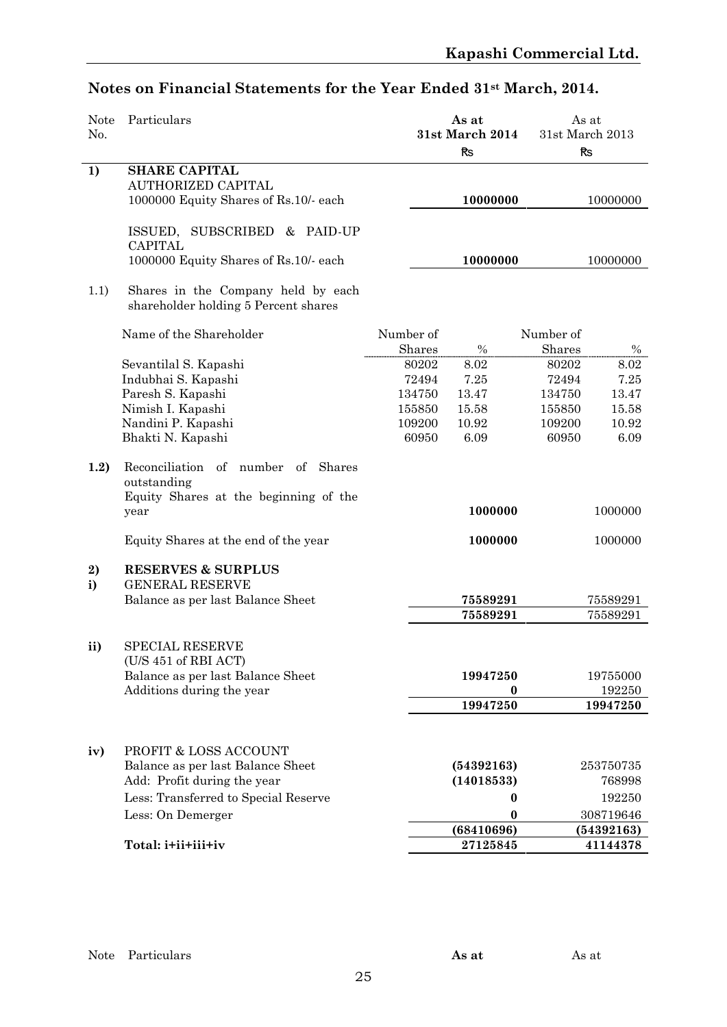## Notes on Financial Statements for the Year Ended 31st March, 2014.

| Note No. | Particulars | | | As at 31st March 2014 ₨ | | As at 31st March 2013 ₨ |
|---|---|---|---|---|---|---|
| **1)** | **SHARE CAPITAL** | | | | | |
| | AUTHORIZED CAPITAL | | | | | |
| | 1000000 Equity Shares of Rs.10/- each | | | **10000000** | | 10000000 |
| | ISSUED, SUBSCRIBED & PAID-UP CAPITAL | | | | | |
| | 1000000 Equity Shares of Rs.10/- each | | | **10000000** | | 10000000 |
| 1.1) | Shares in the Company held by each shareholder holding 5 Percent shares | | | | | |

| Name of the Shareholder | Number of Shares | % | Number of Shares | % |
|---|---|---|---|---|
| Sevantilal S. Kapashi | 80202 | 8.02 | 80202 | 8.02 |
| Indubhai S. Kapashi | 72494 | 7.25 | 72494 | 7.25 |
| Paresh S. Kapashi | 134750 | 13.47 | 134750 | 13.47 |
| Nimish I. Kapashi | 155850 | 15.58 | 155850 | 15.58 |
| Nandini P. Kapashi | 109200 | 10.92 | 109200 | 10.92 |
| Bhakti N. Kapashi | 60950 | 6.09 | 60950 | 6.09 |

| Note No. | Particulars | As at 31st March 2014 ₨ | As at 31st March 2013 ₨ |
|---|---|---|---|
| **1.2)** | Reconciliation of number of Shares outstanding | | |
| | Equity Shares at the beginning of the year | **1000000** | 1000000 |
| | Equity Shares at the end of the year | **1000000** | 1000000 |
| **2)** | **RESERVES & SURPLUS** | | |
| **i)** | GENERAL RESERVE | | |
| | Balance as per last Balance Sheet | **75589291** | 75589291 |
| | | **75589291** | 75589291 |
| **ii)** | SPECIAL RESERVE (U/S 451 of RBI ACT) | | |
| | Balance as per last Balance Sheet | **19947250** | 19755000 |
| | Additions during the year | **0** | 192250 |
| | | **19947250** | **19947250** |
| **iv)** | PROFIT & LOSS ACCOUNT | | |
| | Balance as per last Balance Sheet | **(54392163)** | 253750735 |
| | Add: Profit during the year | **(14018533)** | 768998 |
| | Less: Transferred to Special Reserve | **0** | 192250 |
| | Less: On Demerger | **0** | 308719646 |
| | | **(68410696)** | **(54392163)** |
| | **Total: i+ii+iii+iv** | **27125845** | **41144378** |

| Note | Particulars | **As at** | As at |
|---|---|---|---|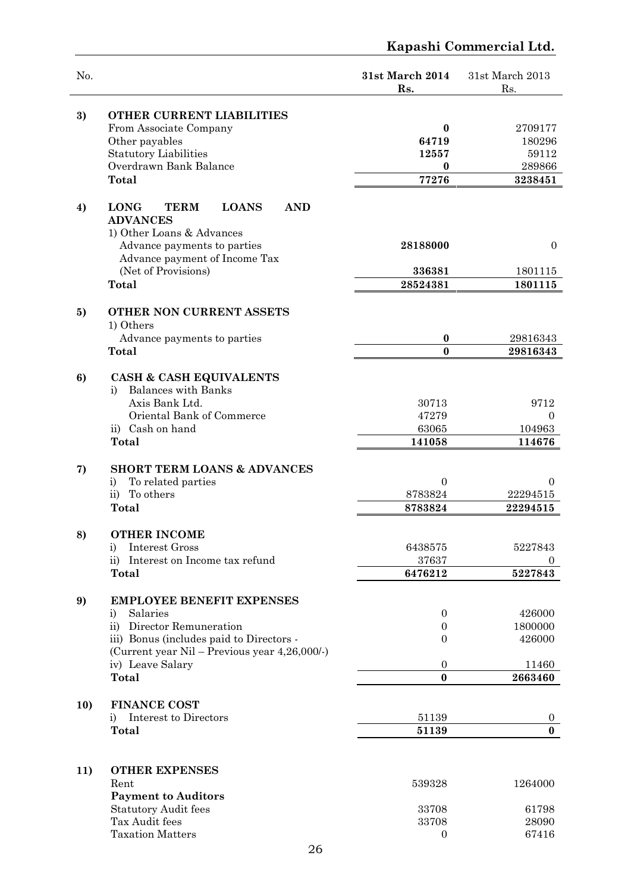| No. | | 31st March 2014 Rs. | 31st March 2013 Rs. |
|---|---|---|---|
| **3)** | **OTHER CURRENT LIABILITIES** | | |
| | From Associate Company | **0** | 2709177 |
| | Other payables | **64719** | 180296 |
| | Statutory Liabilities | **12557** | 59112 |
| | Overdrawn Bank Balance | **0** | 289866 |
| | **Total** | **77276** | **3238451** |
| **4)** | **LONG TERM LOANS AND ADVANCES** | | |
| | 1) Other Loans & Advances | | |
| | Advance payments to parties | **28188000** | 0 |
| | Advance payment of Income Tax (Net of Provisions) | **336381** | 1801115 |
| | **Total** | **28524381** | **1801115** |
| **5)** | **OTHER NON CURRENT ASSETS** | | |
| | 1) Others | | |
| | Advance payments to parties | **0** | 29816343 |
| | **Total** | **0** | **29816343** |
| **6)** | **CASH & CASH EQUIVALENTS** | | |
| | i) Balances with Banks | | |
| | Axis Bank Ltd. | 30713 | 9712 |
| | Oriental Bank of Commerce | 47279 | 0 |
| | ii) Cash on hand | 63065 | 104963 |
| | **Total** | **141058** | **114676** |
| **7)** | **SHORT TERM LOANS & ADVANCES** | | |
| | i) To related parties | 0 | 0 |
| | ii) To others | 8783824 | 22294515 |
| | **Total** | **8783824** | **22294515** |
| **8)** | **OTHER INCOME** | | |
| | i) Interest Gross | 6438575 | 5227843 |
| | ii) Interest on Income tax refund | 37637 | 0 |
| | **Total** | **6476212** | **5227843** |
| **9)** | **EMPLOYEE BENEFIT EXPENSES** | | |
| | i) Salaries | 0 | 426000 |
| | ii) Director Remuneration | 0 | 1800000 |
| | iii) Bonus (includes paid to Directors - (Current year Nil – Previous year 4,26,000/-) | 0 | 426000 |
| | iv) Leave Salary | 0 | 11460 |
| | **Total** | **0** | **2663460** |
| **10)** | **FINANCE COST** | | |
| | i) Interest to Directors | 51139 | 0 |
| | **Total** | **51139** | **0** |
| **11)** | **OTHER EXPENSES** | | |
| | Rent | 539328 | 1264000 |
| | **Payment to Auditors** | | |
| | Statutory Audit fees | 33708 | 61798 |
| | Tax Audit fees | 33708 | 28090 |
| | Taxation Matters | 0 | 67416 |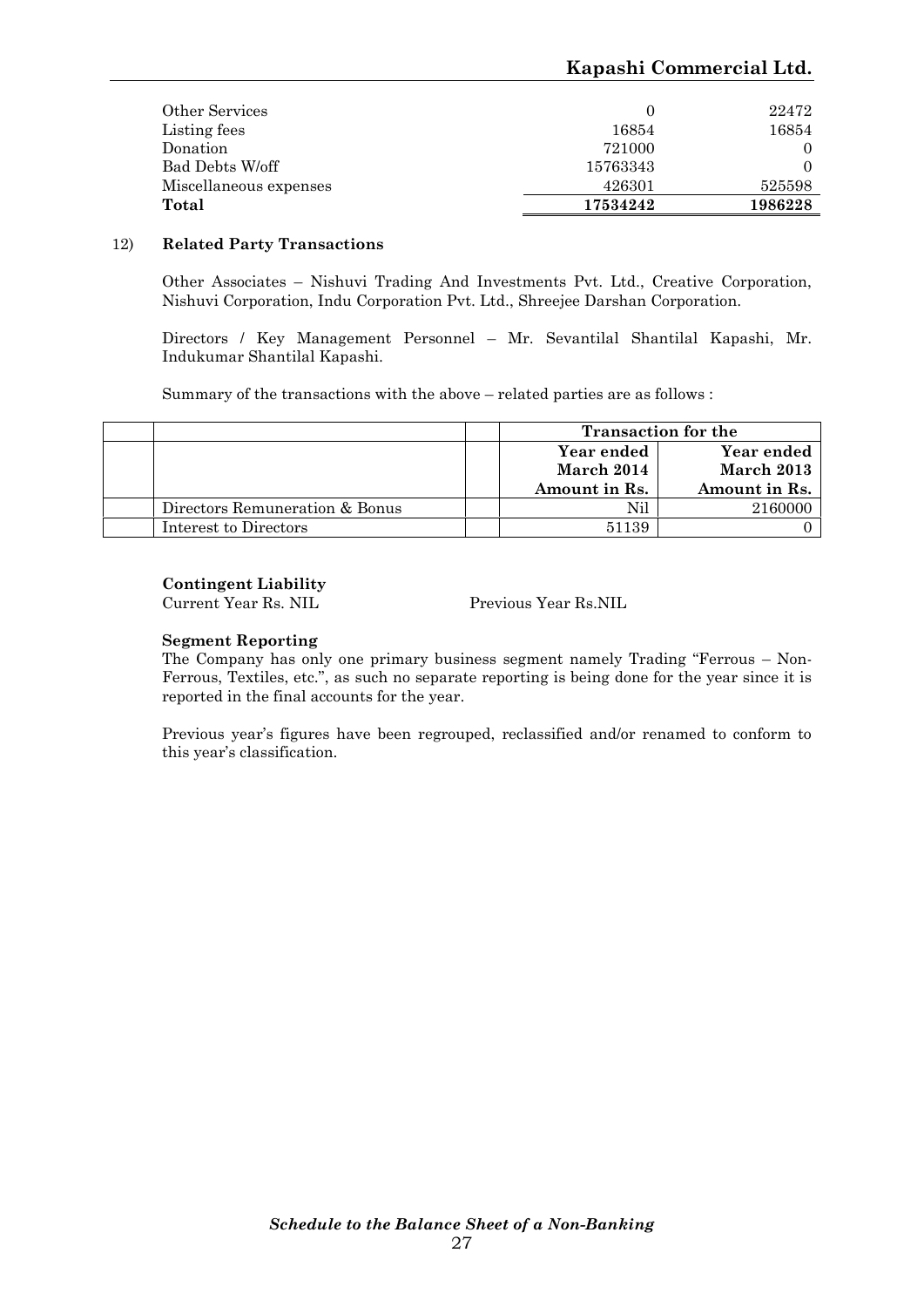| | | |
|---|---|---|
| Other Services | 0 | 22472 |
| Listing fees | 16854 | 16854 |
| Donation | 721000 | 0 |
| Bad Debts W/off | 15763343 | 0 |
| Miscellaneous expenses | 426301 | 525598 |
| **Total** | **17534242** | **1986228** |

12) **Related Party Transactions**

Other Associates – Nishuvi Trading And Investments Pvt. Ltd., Creative Corporation, Nishuvi Corporation, Indu Corporation Pvt. Ltd., Shreejee Darshan Corporation.

Directors / Key Management Personnel – Mr. Sevantilal Shantilal Kapashi, Mr. Indukumar Shantilal Kapashi.

Summary of the transactions with the above – related parties are as follows :

| | | | **Transaction for the** | |
|---|---|---|---|---|
| | | | **Year ended March 2014 Amount in Rs.** | **Year ended March 2013 Amount in Rs.** |
| | Directors Remuneration & Bonus | | Nil | 2160000 |
| | Interest to Directors | | 51139 | 0 |

**Contingent Liability**

Current Year Rs. NIL Previous Year Rs.NIL

**Segment Reporting**

The Company has only one primary business segment namely Trading "Ferrous – Non-Ferrous, Textiles, etc.", as such no separate reporting is being done for the year since it is reported in the final accounts for the year.

Previous year's figures have been regrouped, reclassified and/or renamed to conform to this year's classification.

***Schedule to the Balance Sheet of a Non-Banking***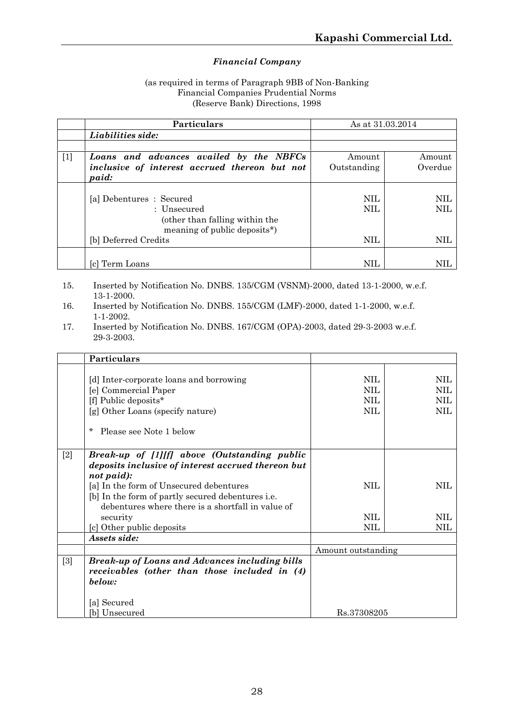*Financial Company*

(as required in terms of Paragraph 9BB of Non-Banking Financial Companies Prudential Norms (Reserve Bank) Directions, 1998

| | Particulars | As at 31.03.2014 | |
|---|---|---|---|
| | ***Liabilities side:*** | | |
| | | | |
| [1] | ***Loans and advances availed by the NBFCs inclusive of interest accrued thereon but not paid:*** | Amount Outstanding | Amount Overdue |
| | [a] Debentures : Secured | NIL | NIL |
| | : Unsecured (other than falling within the meaning of public deposits*) | NIL | NIL |
| | [b] Deferred Credits | NIL | NIL |
| | [c] Term Loans | NIL | NIL |

15. Inserted by Notification No. DNBS. 135/CGM (VSNM)-2000, dated 13-1-2000, w.e.f. 13-1-2000.
16. Inserted by Notification No. DNBS. 155/CGM (LMF)-2000, dated 1-1-2000, w.e.f. 1-1-2002.
17. Inserted by Notification No. DNBS. 167/CGM (OPA)-2003, dated 29-3-2003 w.e.f. 29-3-2003.

| | Particulars | | |
|---|---|---|---|
| | [d] Inter-corporate loans and borrowing | NIL | NIL |
| | [e] Commercial Paper | NIL | NIL |
| | [f] Public deposits* | NIL | NIL |
| | [g] Other Loans (specify nature) | NIL | NIL |
| | * Please see Note 1 below | | |
| [2] | ***Break-up of [1][f] above (Outstanding public deposits inclusive of interest accrued thereon but not paid):*** | | |
| | [a] In the form of Unsecured debentures | NIL | NIL |
| | [b] In the form of partly secured debentures i.e. debentures where there is a shortfall in value of security | NIL | NIL |
| | [c] Other public deposits | NIL | NIL |
| | ***Assets side:*** | | |
| | | Amount outstanding | |
| [3] | ***Break-up of Loans and Advances including bills receivables (other than those included in (4) below:*** | | |
| | [a] Secured | | |
| | [b] Unsecured | Rs.37308205 | |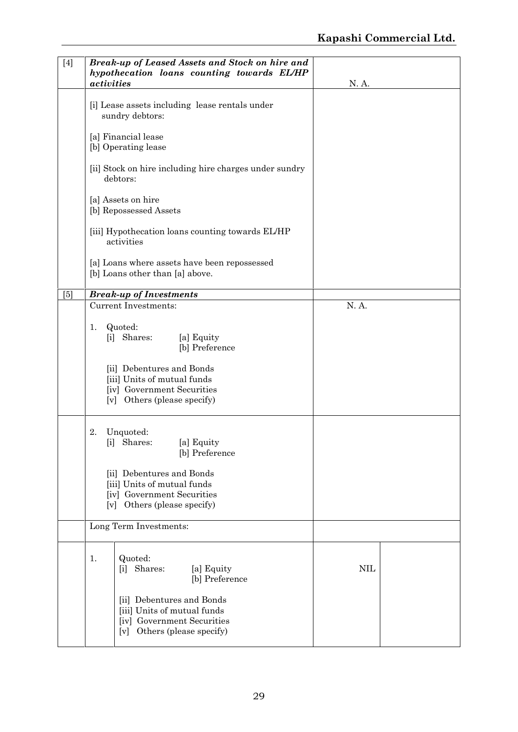| | | | |
|---|---|---|---|
| [4] | ***Break-up of Leased Assets and Stock on hire and hypothecation loans counting towards EL/HP activities*** | N. A. | |
| | [i] Lease assets including lease rentals under sundry debtors:<br><br>[a] Financial lease<br>[b] Operating lease<br><br>[ii] Stock on hire including hire charges under sundry debtors:<br><br>[a] Assets on hire<br>[b] Repossessed Assets<br><br>[iii] Hypothecation loans counting towards EL/HP activities<br><br>[a] Loans where assets have been repossessed<br>[b] Loans other than [a] above. | | |
| [5] | ***Break-up of Investments*** | | |
| | Current Investments:<br><br>1. Quoted:<br>[i] Shares: [a] Equity<br>[b] Preference<br><br>[ii] Debentures and Bonds<br>[iii] Units of mutual funds<br>[iv] Government Securities<br>[v] Others (please specify) | N. A. | |
| | 2. Unquoted:<br>[i] Shares: [a] Equity<br>[b] Preference<br><br>[ii] Debentures and Bonds<br>[iii] Units of mutual funds<br>[iv] Government Securities<br>[v] Others (please specify) | | |
| | Long Term Investments: | | |
| | 1. Quoted:<br>[i] Shares: [a] Equity<br>[b] Preference<br><br>[ii] Debentures and Bonds<br>[iii] Units of mutual funds<br>[iv] Government Securities<br>[v] Others (please specify) | NIL | |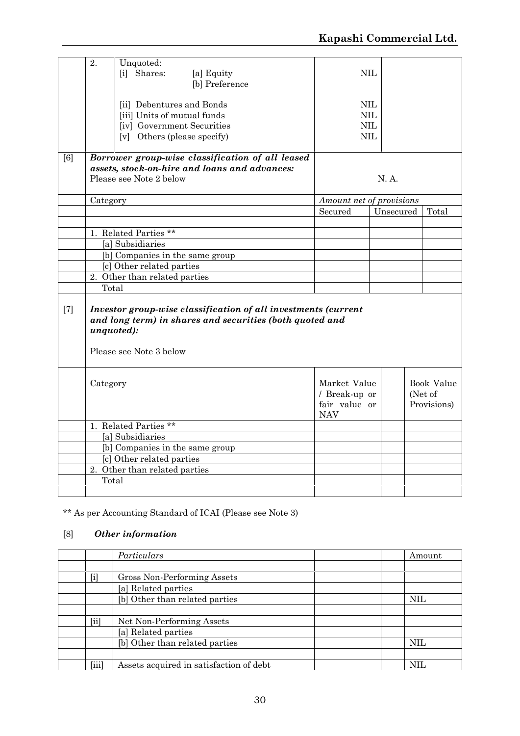| | | | | | |
|---|---|---|---|---|---|
| | 2. | Unquoted:<br>[i] Shares: [a] Equity<br>[b] Preference | NIL | | |
| | | [ii] Debentures and Bonds<br>[iii] Units of mutual funds<br>[iv] Government Securities<br>[v] Others (please specify) | NIL<br>NIL<br>NIL<br>NIL | | |
| [6] | ***Borrower group-wise classification of all leased assets, stock-on-hire and loans and advances:***<br>Please see Note 2 below | | N. A. | | |
| | Category | | *Amount net of provisions* | | |
| | | | Secured | Unsecured | Total |
| | | | | | |
| | 1. Related Parties ** | | | | |
| | [a] Subsidiaries | | | | |
| | [b] Companies in the same group | | | | |
| | [c] Other related parties | | | | |
| | 2. Other than related parties | | | | |
| | Total | | | | |
| [7] | ***Investor group-wise classification of all investments (current and long term) in shares and securities (both quoted and unquoted):***<br>Please see Note 3 below | | | | |
| | Category | | Market Value / Break-up or fair value or NAV | | Book Value (Net of Provisions) |
| | 1. Related Parties ** | | | | |
| | [a] Subsidiaries | | | | |
| | [b] Companies in the same group | | | | |
| | [c] Other related parties | | | | |
| | 2. Other than related parties | | | | |
| | Total | | | | |
| | | | | | |

** As per Accounting Standard of ICAI (Please see Note 3)

[8] ***Other information***

| | | *Particulars* | | | Amount |
|---|---|---|---|---|---|
| | | | | | |
| | [i] | Gross Non-Performing Assets | | | |
| | | [a] Related parties | | | |
| | | [b] Other than related parties | | | NIL |
| | | | | | |
| | [ii] | Net Non-Performing Assets | | | |
| | | [a] Related parties | | | |
| | | [b] Other than related parties | | | NIL |
| | | | | | |
| | [iii] | Assets acquired in satisfaction of debt | | | NIL |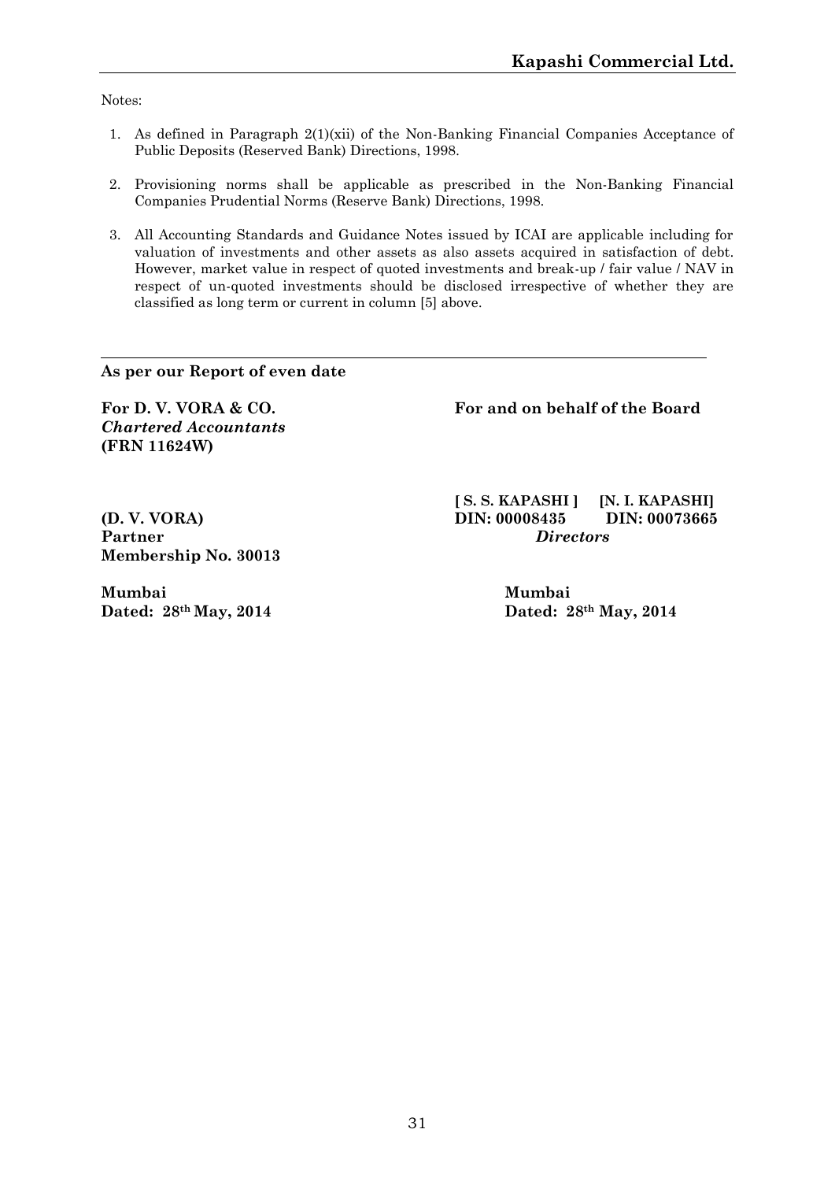Notes:

1. As defined in Paragraph 2(1)(xii) of the Non-Banking Financial Companies Acceptance of Public Deposits (Reserved Bank) Directions, 1998.

2. Provisioning norms shall be applicable as prescribed in the Non-Banking Financial Companies Prudential Norms (Reserve Bank) Directions, 1998.

3. All Accounting Standards and Guidance Notes issued by ICAI are applicable including for valuation of investments and other assets as also assets acquired in satisfaction of debt. However, market value in respect of quoted investments and break-up / fair value / NAV in respect of un-quoted investments should be disclosed irrespective of whether they are classified as long term or current in column [5] above.

---

**As per our Report of even date**

**For D. V. VORA & CO.**
***Chartered Accountants***
**(FRN 11624W)**

**(D. V. VORA)**
**Partner**
**Membership No. 30013**

**Mumbai**
**Dated: 28th May, 2014**

**For and on behalf of the Board**

**[ S. S. KAPASHI ]** **[N. I. KAPASHI]**
**DIN: 00008435** **DIN: 00073665**
***Directors***

**Mumbai**
**Dated: 28th May, 2014**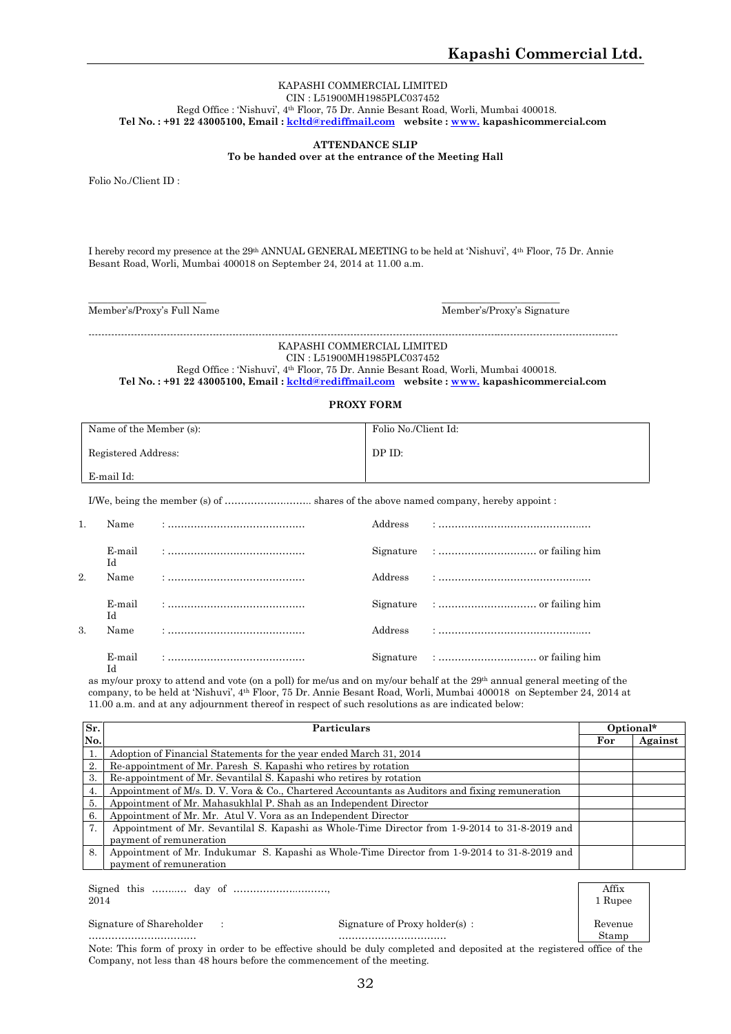KAPASHI COMMERCIAL LIMITED
CIN : L51900MH1985PLC037452
Regd Office : 'Nishuvi', 4th Floor, 75 Dr. Annie Besant Road, Worli, Mumbai 400018.
**Tel No. : +91 22 43005100, Email : kcltd@rediffmail.com website : www. kapashicommercial.com**

**ATTENDANCE SLIP**
**To be handed over at the entrance of the Meeting Hall**

Folio No./Client ID :

I hereby record my presence at the 29th ANNUAL GENERAL MEETING to be held at 'Nishuvi', 4th Floor, 75 Dr. Annie Besant Road, Worli, Mumbai 400018 on September 24, 2014 at 11.00 a.m.

\_\_\_\_\_\_\_\_\_\_\_\_\_\_\_\_\_\_\_\_\_\_ \_\_\_\_\_\_\_\_\_\_\_\_\_\_\_\_\_\_\_\_\_\_
Member's/Proxy's Full Name Member's/Proxy's Signature

---

KAPASHI COMMERCIAL LIMITED
CIN : L51900MH1985PLC037452
Regd Office : 'Nishuvi', 4th Floor, 75 Dr. Annie Besant Road, Worli, Mumbai 400018.
**Tel No. : +91 22 43005100, Email : kcltd@rediffmail.com website : www. kapashicommercial.com**

**PROXY FORM**

| | |
|---|---|
| Name of the Member (s): | Folio No./Client Id: |
| Registered Address: | DP ID: |
| E-mail Id: | |

I/We, being the member (s) of ……………………… shares of the above named company, hereby appoint :

1. Name : …………………………………… Address : …………………………………………
   E-mail Id : …………………………………… Signature : ………………………… or failing him
2. Name : …………………………………… Address : …………………………………………
   E-mail Id : …………………………………… Signature : ………………………… or failing him
3. Name : …………………………………… Address : …………………………………………
   E-mail Id : …………………………………… Signature : ………………………… or failing him

as my/our proxy to attend and vote (on a poll) for me/us and on my/our behalf at the 29th annual general meeting of the company, to be held at 'Nishuvi', 4th Floor, 75 Dr. Annie Besant Road, Worli, Mumbai 400018 on September 24, 2014 at 11.00 a.m. and at any adjournment thereof in respect of such resolutions as are indicated below:

| Sr. No. | Particulars | Optional* | |
|---|---|---|---|
| | | For | Against |
| 1. | Adoption of Financial Statements for the year ended March 31, 2014 | | |
| 2. | Re-appointment of Mr. Paresh S. Kapashi who retires by rotation | | |
| 3. | Re-appointment of Mr. Sevantilal S. Kapashi who retires by rotation | | |
| 4. | Appointment of M/s. D. V. Vora & Co., Chartered Accountants as Auditors and fixing remuneration | | |
| 5. | Appointment of Mr. Mahasukhlal P. Shah as an Independent Director | | |
| 6. | Appointment of Mr. Mr. Atul V. Vora as an Independent Director | | |
| 7. | Appointment of Mr. Sevantilal S. Kapashi as Whole-Time Director from 1-9-2014 to 31-8-2019 and payment of remuneration | | |
| 8. | Appointment of Mr. Indukumar S. Kapashi as Whole-Time Director from 1-9-2014 to 31-8-2019 and payment of remuneration | | |

Signed this ……….. day of …………………………, 2014

Affix 1 Rupee Revenue Stamp

Signature of Shareholder : ……………………………
Signature of Proxy holder(s) : ……………………………

Note: This form of proxy in order to be effective should be duly completed and deposited at the registered office of the Company, not less than 48 hours before the commencement of the meeting.